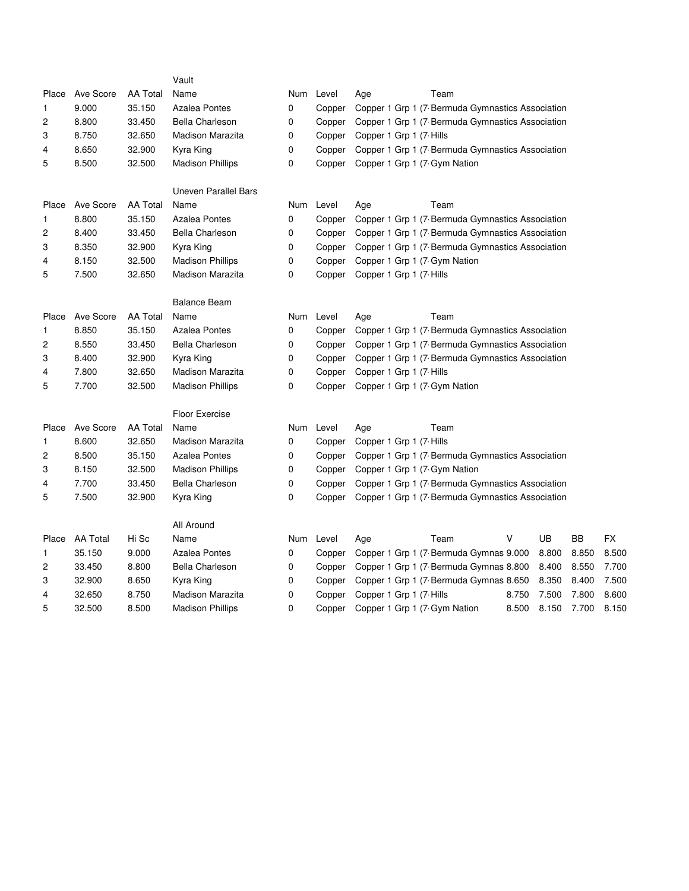### Vault

| Place | Ave Score | AA Total | Name | Num | Level | Age | Team |
|---|---|---|---|---|---|---|---|
| 1 | 9.000 | 35.150 | Azalea Pontes | 0 | Copper | Copper 1 Grp 1 (7 | Bermuda Gymnastics Association |
| 2 | 8.800 | 33.450 | Bella Charleson | 0 | Copper | Copper 1 Grp 1 (7 | Bermuda Gymnastics Association |
| 3 | 8.750 | 32.650 | Madison Marazita | 0 | Copper | Copper 1 Grp 1 (7 | Hills |
| 4 | 8.650 | 32.900 | Kyra King | 0 | Copper | Copper 1 Grp 1 (7 | Bermuda Gymnastics Association |
| 5 | 8.500 | 32.500 | Madison Phillips | 0 | Copper | Copper 1 Grp 1 (7 | Gym Nation |

### Uneven Parallel Bars

| Place | Ave Score | AA Total | Name | Num | Level | Age | Team |
|---|---|---|---|---|---|---|---|
| 1 | 8.800 | 35.150 | Azalea Pontes | 0 | Copper | Copper 1 Grp 1 (7 | Bermuda Gymnastics Association |
| 2 | 8.400 | 33.450 | Bella Charleson | 0 | Copper | Copper 1 Grp 1 (7 | Bermuda Gymnastics Association |
| 3 | 8.350 | 32.900 | Kyra King | 0 | Copper | Copper 1 Grp 1 (7 | Bermuda Gymnastics Association |
| 4 | 8.150 | 32.500 | Madison Phillips | 0 | Copper | Copper 1 Grp 1 (7 | Gym Nation |
| 5 | 7.500 | 32.650 | Madison Marazita | 0 | Copper | Copper 1 Grp 1 (7 | Hills |

### Balance Beam

| Place | Ave Score | AA Total | Name | Num | Level | Age | Team |
|---|---|---|---|---|---|---|---|
| 1 | 8.850 | 35.150 | Azalea Pontes | 0 | Copper | Copper 1 Grp 1 (7 | Bermuda Gymnastics Association |
| 2 | 8.550 | 33.450 | Bella Charleson | 0 | Copper | Copper 1 Grp 1 (7 | Bermuda Gymnastics Association |
| 3 | 8.400 | 32.900 | Kyra King | 0 | Copper | Copper 1 Grp 1 (7 | Bermuda Gymnastics Association |
| 4 | 7.800 | 32.650 | Madison Marazita | 0 | Copper | Copper 1 Grp 1 (7 | Hills |
| 5 | 7.700 | 32.500 | Madison Phillips | 0 | Copper | Copper 1 Grp 1 (7 | Gym Nation |

### Floor Exercise

| Place | Ave Score | AA Total | Name | Num | Level | Age | Team |
|---|---|---|---|---|---|---|---|
| 1 | 8.600 | 32.650 | Madison Marazita | 0 | Copper | Copper 1 Grp 1 (7 | Hills |
| 2 | 8.500 | 35.150 | Azalea Pontes | 0 | Copper | Copper 1 Grp 1 (7 | Bermuda Gymnastics Association |
| 3 | 8.150 | 32.500 | Madison Phillips | 0 | Copper | Copper 1 Grp 1 (7 | Gym Nation |
| 4 | 7.700 | 33.450 | Bella Charleson | 0 | Copper | Copper 1 Grp 1 (7 | Bermuda Gymnastics Association |
| 5 | 7.500 | 32.900 | Kyra King | 0 | Copper | Copper 1 Grp 1 (7 | Bermuda Gymnastics Association |

### All Around

| Place | AA Total | Hi Sc | Name | Num | Level | Age | Team | V | UB | BB | FX |
|---|---|---|---|---|---|---|---|---|---|---|---|
| 1 | 35.150 | 9.000 | Azalea Pontes | 0 | Copper | Copper 1 Grp 1 (7 | Bermuda Gymnas | 9.000 | 8.800 | 8.850 | 8.500 |
| 2 | 33.450 | 8.800 | Bella Charleson | 0 | Copper | Copper 1 Grp 1 (7 | Bermuda Gymnas | 8.800 | 8.400 | 8.550 | 7.700 |
| 3 | 32.900 | 8.650 | Kyra King | 0 | Copper | Copper 1 Grp 1 (7 | Bermuda Gymnas | 8.650 | 8.350 | 8.400 | 7.500 |
| 4 | 32.650 | 8.750 | Madison Marazita | 0 | Copper | Copper 1 Grp 1 (7 | Hills | 8.750 | 7.500 | 7.800 | 8.600 |
| 5 | 32.500 | 8.500 | Madison Phillips | 0 | Copper | Copper 1 Grp 1 (7 | Gym Nation | 8.500 | 8.150 | 7.700 | 8.150 |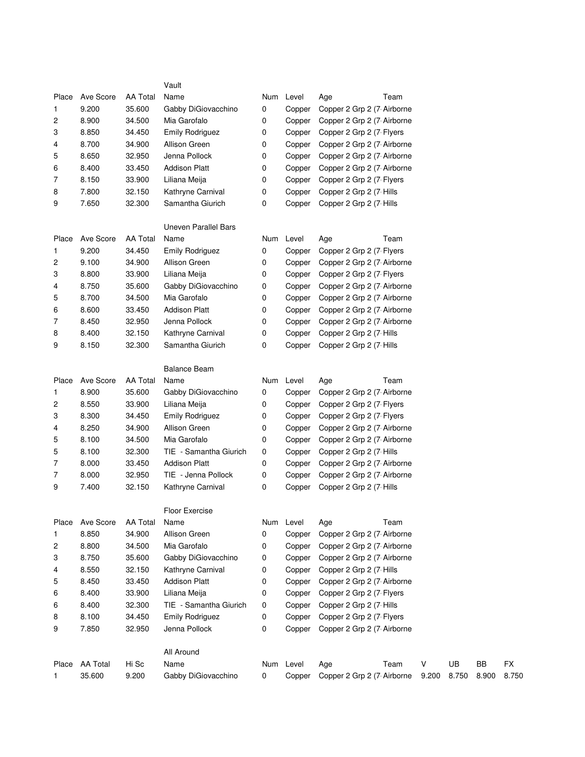### Vault

| Place | Ave Score | AA Total | Name | Num | Level | Age | Team |
|---|---|---|---|---|---|---|---|
| 1 | 9.200 | 35.600 | Gabby DiGiovacchino | 0 | Copper | Copper 2 Grp 2 (7 | Airborne |
| 2 | 8.900 | 34.500 | Mia Garofalo | 0 | Copper | Copper 2 Grp 2 (7 | Airborne |
| 3 | 8.850 | 34.450 | Emily Rodriguez | 0 | Copper | Copper 2 Grp 2 (7 | Flyers |
| 4 | 8.700 | 34.900 | Allison Green | 0 | Copper | Copper 2 Grp 2 (7 | Airborne |
| 5 | 8.650 | 32.950 | Jenna Pollock | 0 | Copper | Copper 2 Grp 2 (7 | Airborne |
| 6 | 8.400 | 33.450 | Addison Platt | 0 | Copper | Copper 2 Grp 2 (7 | Airborne |
| 7 | 8.150 | 33.900 | Liliana Meija | 0 | Copper | Copper 2 Grp 2 (7 | Flyers |
| 8 | 7.800 | 32.150 | Kathryne Carnival | 0 | Copper | Copper 2 Grp 2 (7 | Hills |
| 9 | 7.650 | 32.300 | Samantha Giurich | 0 | Copper | Copper 2 Grp 2 (7 | Hills |

### Uneven Parallel Bars

| Place | Ave Score | AA Total | Name | Num | Level | Age | Team |
|---|---|---|---|---|---|---|---|
| 1 | 9.200 | 34.450 | Emily Rodriguez | 0 | Copper | Copper 2 Grp 2 (7 | Flyers |
| 2 | 9.100 | 34.900 | Allison Green | 0 | Copper | Copper 2 Grp 2 (7 | Airborne |
| 3 | 8.800 | 33.900 | Liliana Meija | 0 | Copper | Copper 2 Grp 2 (7 | Flyers |
| 4 | 8.750 | 35.600 | Gabby DiGiovacchino | 0 | Copper | Copper 2 Grp 2 (7 | Airborne |
| 5 | 8.700 | 34.500 | Mia Garofalo | 0 | Copper | Copper 2 Grp 2 (7 | Airborne |
| 6 | 8.600 | 33.450 | Addison Platt | 0 | Copper | Copper 2 Grp 2 (7 | Airborne |
| 7 | 8.450 | 32.950 | Jenna Pollock | 0 | Copper | Copper 2 Grp 2 (7 | Airborne |
| 8 | 8.400 | 32.150 | Kathryne Carnival | 0 | Copper | Copper 2 Grp 2 (7 | Hills |
| 9 | 8.150 | 32.300 | Samantha Giurich | 0 | Copper | Copper 2 Grp 2 (7 | Hills |

### Balance Beam

| Place | Ave Score | AA Total | Name | Num | Level | Age | Team |
|---|---|---|---|---|---|---|---|
| 1 | 8.900 | 35.600 | Gabby DiGiovacchino | 0 | Copper | Copper 2 Grp 2 (7 | Airborne |
| 2 | 8.550 | 33.900 | Liliana Meija | 0 | Copper | Copper 2 Grp 2 (7 | Flyers |
| 3 | 8.300 | 34.450 | Emily Rodriguez | 0 | Copper | Copper 2 Grp 2 (7 | Flyers |
| 4 | 8.250 | 34.900 | Allison Green | 0 | Copper | Copper 2 Grp 2 (7 | Airborne |
| 5 | 8.100 | 34.500 | Mia Garofalo | 0 | Copper | Copper 2 Grp 2 (7 | Airborne |
| 5 | 8.100 | 32.300 | TIE - Samantha Giurich | 0 | Copper | Copper 2 Grp 2 (7 | Hills |
| 7 | 8.000 | 33.450 | Addison Platt | 0 | Copper | Copper 2 Grp 2 (7 | Airborne |
| 7 | 8.000 | 32.950 | TIE - Jenna Pollock | 0 | Copper | Copper 2 Grp 2 (7 | Airborne |
| 9 | 7.400 | 32.150 | Kathryne Carnival | 0 | Copper | Copper 2 Grp 2 (7 | Hills |

### Floor Exercise

| Place | Ave Score | AA Total | Name | Num | Level | Age | Team |
|---|---|---|---|---|---|---|---|
| 1 | 8.850 | 34.900 | Allison Green | 0 | Copper | Copper 2 Grp 2 (7 | Airborne |
| 2 | 8.800 | 34.500 | Mia Garofalo | 0 | Copper | Copper 2 Grp 2 (7 | Airborne |
| 3 | 8.750 | 35.600 | Gabby DiGiovacchino | 0 | Copper | Copper 2 Grp 2 (7 | Airborne |
| 4 | 8.550 | 32.150 | Kathryne Carnival | 0 | Copper | Copper 2 Grp 2 (7 | Hills |
| 5 | 8.450 | 33.450 | Addison Platt | 0 | Copper | Copper 2 Grp 2 (7 | Airborne |
| 6 | 8.400 | 33.900 | Liliana Meija | 0 | Copper | Copper 2 Grp 2 (7 | Flyers |
| 6 | 8.400 | 32.300 | TIE - Samantha Giurich | 0 | Copper | Copper 2 Grp 2 (7 | Hills |
| 8 | 8.100 | 34.450 | Emily Rodriguez | 0 | Copper | Copper 2 Grp 2 (7 | Flyers |
| 9 | 7.850 | 32.950 | Jenna Pollock | 0 | Copper | Copper 2 Grp 2 (7 | Airborne |

### All Around

| Place | AA Total | Hi Sc | Name | Num | Level | Age | Team | V | UB | BB | FX |
|---|---|---|---|---|---|---|---|---|---|---|---|
| 1 | 35.600 | 9.200 | Gabby DiGiovacchino | 0 | Copper | Copper 2 Grp 2 (7 | Airborne | 9.200 | 8.750 | 8.900 | 8.750 |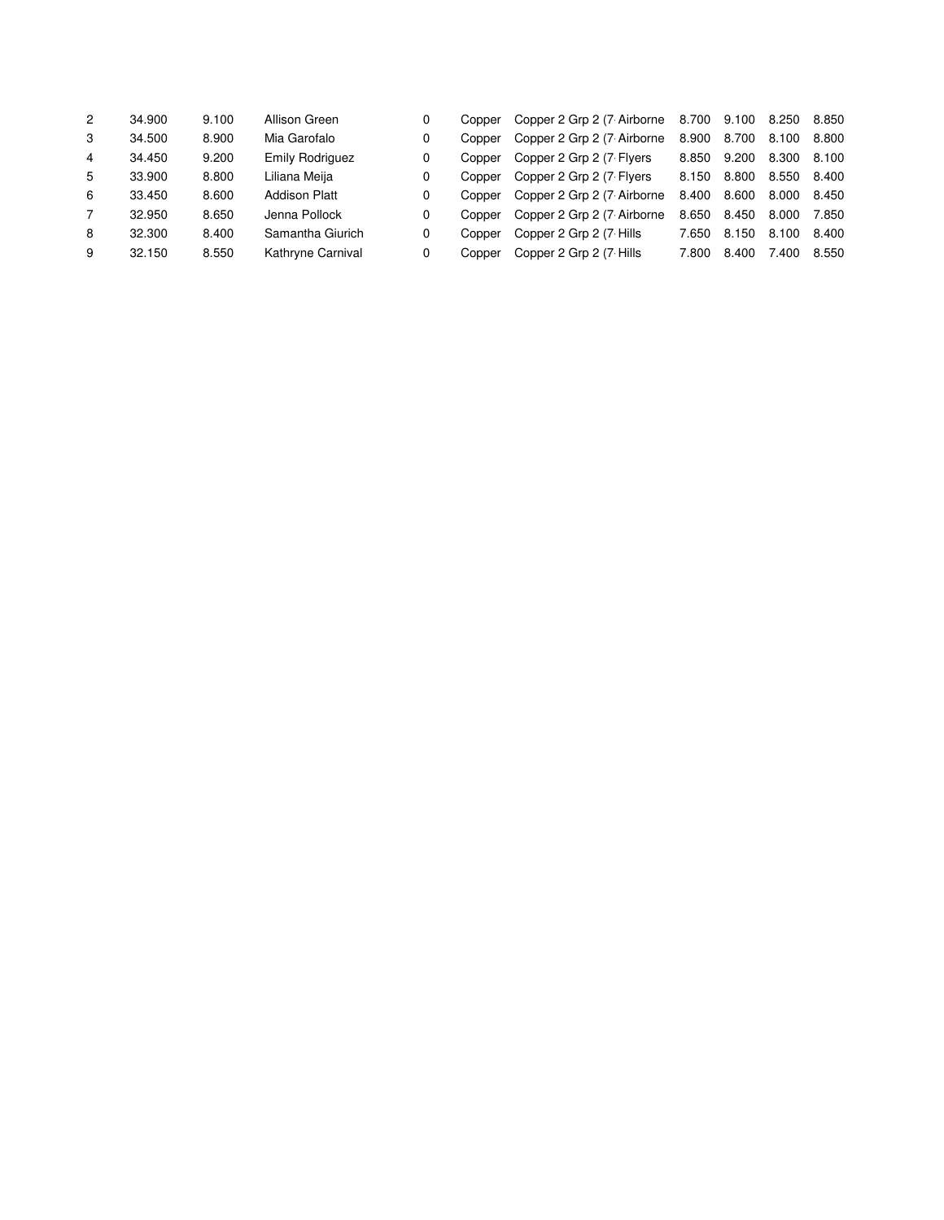| | | | | | | | | | | |
|---|---|---|---|---|---|---|---|---|---|---|
| 2 | 34.900 | 9.100 | Allison Green | 0 | Copper | Copper 2 Grp 2 (7 Airborne | 8.700 | 9.100 | 8.250 | 8.850 |
| 3 | 34.500 | 8.900 | Mia Garofalo | 0 | Copper | Copper 2 Grp 2 (7 Airborne | 8.900 | 8.700 | 8.100 | 8.800 |
| 4 | 34.450 | 9.200 | Emily Rodriguez | 0 | Copper | Copper 2 Grp 2 (7 Flyers | 8.850 | 9.200 | 8.300 | 8.100 |
| 5 | 33.900 | 8.800 | Liliana Meija | 0 | Copper | Copper 2 Grp 2 (7 Flyers | 8.150 | 8.800 | 8.550 | 8.400 |
| 6 | 33.450 | 8.600 | Addison Platt | 0 | Copper | Copper 2 Grp 2 (7 Airborne | 8.400 | 8.600 | 8.000 | 8.450 |
| 7 | 32.950 | 8.650 | Jenna Pollock | 0 | Copper | Copper 2 Grp 2 (7 Airborne | 8.650 | 8.450 | 8.000 | 7.850 |
| 8 | 32.300 | 8.400 | Samantha Giurich | 0 | Copper | Copper 2 Grp 2 (7 Hills | 7.650 | 8.150 | 8.100 | 8.400 |
| 9 | 32.150 | 8.550 | Kathryne Carnival | 0 | Copper | Copper 2 Grp 2 (7 Hills | 7.800 | 8.400 | 7.400 | 8.550 |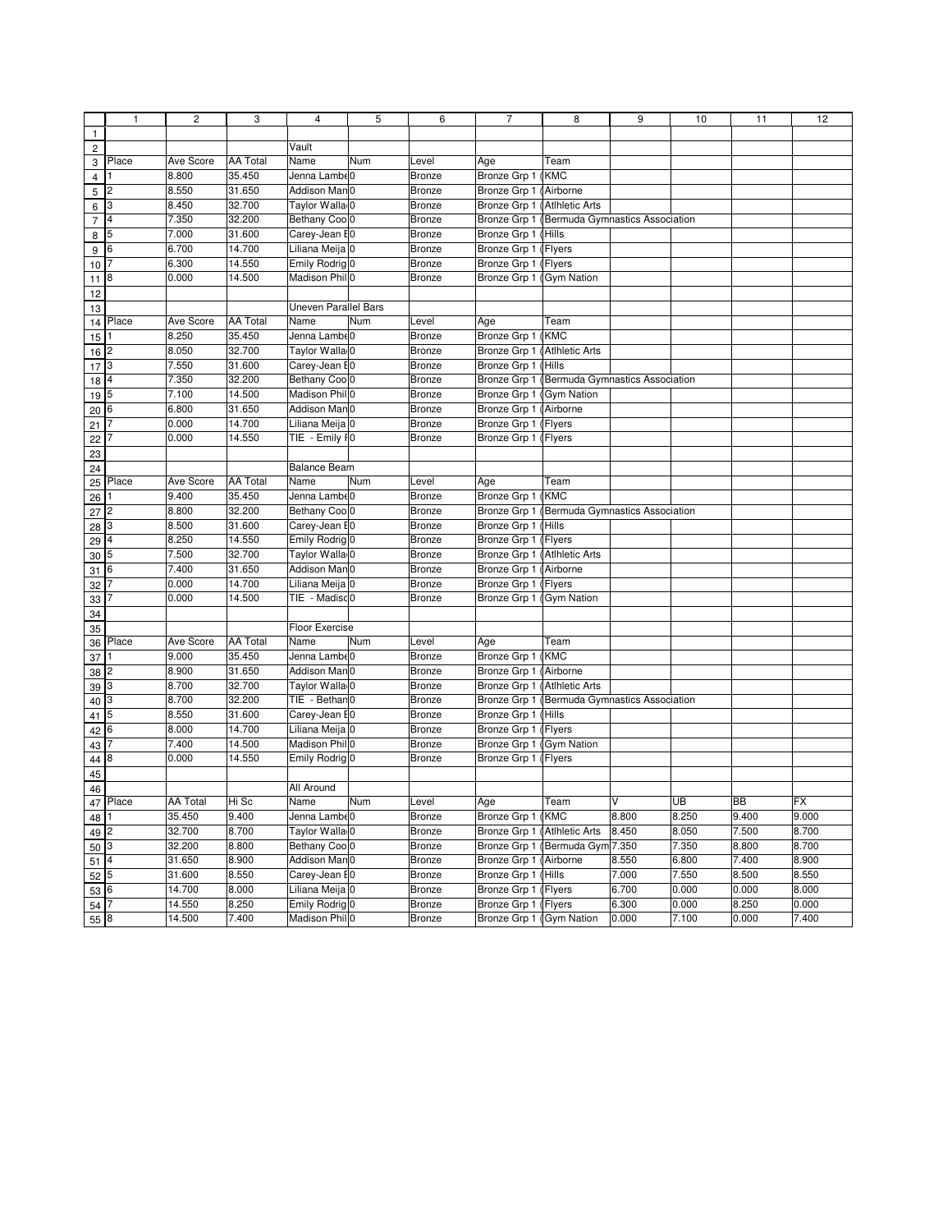|  | 1 | 2 | 3 | 4 | 5 | 6 | 7 | 8 | 9 | 10 | 11 | 12 |
|---|---|---|---|---|---|---|---|---|---|---|---|---|
| 1 | | | | | | | | | | | | |
| 2 | | | | Vault | | | | | | | | |
| 3 | Place | Ave Score | AA Total | Name | Num | Level | Age | Team | | | | |
| 4 | 1 | 8.800 | 35.450 | Jenna Lambe | 0 | Bronze | Bronze Grp 1 ( | KMC | | | | |
| 5 | 2 | 8.550 | 31.650 | Addison Man | 0 | Bronze | Bronze Grp 1 ( | Airborne | | | | |
| 6 | 3 | 8.450 | 32.700 | Taylor Walla | 0 | Bronze | Bronze Grp 1 ( | Atlhletic Arts | | | | |
| 7 | 4 | 7.350 | 32.200 | Bethany Coo | 0 | Bronze | Bronze Grp 1 ( | Bermuda Gymnastics Association | | | | |
| 8 | 5 | 7.000 | 31.600 | Carey-Jean E | 0 | Bronze | Bronze Grp 1 ( | Hills | | | | |
| 9 | 6 | 6.700 | 14.700 | Liliana Meija | 0 | Bronze | Bronze Grp 1 ( | Flyers | | | | |
| 10 | 7 | 6.300 | 14.550 | Emily Rodrig | 0 | Bronze | Bronze Grp 1 ( | Flyers | | | | |
| 11 | 8 | 0.000 | 14.500 | Madison Phil | 0 | Bronze | Bronze Grp 1 ( | Gym Nation | | | | |
| 12 | | | | | | | | | | | | |
| 13 | | | | Uneven Parallel Bars | | | | | | | | |
| 14 | Place | Ave Score | AA Total | Name | Num | Level | Age | Team | | | | |
| 15 | 1 | 8.250 | 35.450 | Jenna Lambe | 0 | Bronze | Bronze Grp 1 ( | KMC | | | | |
| 16 | 2 | 8.050 | 32.700 | Taylor Walla | 0 | Bronze | Bronze Grp 1 ( | Atlhletic Arts | | | | |
| 17 | 3 | 7.550 | 31.600 | Carey-Jean E | 0 | Bronze | Bronze Grp 1 ( | Hills | | | | |
| 18 | 4 | 7.350 | 32.200 | Bethany Coo | 0 | Bronze | Bronze Grp 1 ( | Bermuda Gymnastics Association | | | | |
| 19 | 5 | 7.100 | 14.500 | Madison Phil | 0 | Bronze | Bronze Grp 1 ( | Gym Nation | | | | |
| 20 | 6 | 6.800 | 31.650 | Addison Man | 0 | Bronze | Bronze Grp 1 ( | Airborne | | | | |
| 21 | 7 | 0.000 | 14.700 | Liliana Meija | 0 | Bronze | Bronze Grp 1 ( | Flyers | | | | |
| 22 | 7 | 0.000 | 14.550 | TIE - Emily R | 0 | Bronze | Bronze Grp 1 ( | Flyers | | | | |
| 23 | | | | | | | | | | | | |
| 24 | | | | Balance Beam | | | | | | | | |
| 25 | Place | Ave Score | AA Total | Name | Num | Level | Age | Team | | | | |
| 26 | 1 | 9.400 | 35.450 | Jenna Lambe | 0 | Bronze | Bronze Grp 1 ( | KMC | | | | |
| 27 | 2 | 8.800 | 32.200 | Bethany Coo | 0 | Bronze | Bronze Grp 1 ( | Bermuda Gymnastics Association | | | | |
| 28 | 3 | 8.500 | 31.600 | Carey-Jean E | 0 | Bronze | Bronze Grp 1 ( | Hills | | | | |
| 29 | 4 | 8.250 | 14.550 | Emily Rodrig | 0 | Bronze | Bronze Grp 1 ( | Flyers | | | | |
| 30 | 5 | 7.500 | 32.700 | Taylor Walla | 0 | Bronze | Bronze Grp 1 ( | Atlhletic Arts | | | | |
| 31 | 6 | 7.400 | 31.650 | Addison Man | 0 | Bronze | Bronze Grp 1 ( | Airborne | | | | |
| 32 | 7 | 0.000 | 14.700 | Liliana Meija | 0 | Bronze | Bronze Grp 1 ( | Flyers | | | | |
| 33 | 7 | 0.000 | 14.500 | TIE - Madiso | 0 | Bronze | Bronze Grp 1 ( | Gym Nation | | | | |
| 34 | | | | | | | | | | | | |
| 35 | | | | Floor Exercise | | | | | | | | |
| 36 | Place | Ave Score | AA Total | Name | Num | Level | Age | Team | | | | |
| 37 | 1 | 9.000 | 35.450 | Jenna Lambe | 0 | Bronze | Bronze Grp 1 ( | KMC | | | | |
| 38 | 2 | 8.900 | 31.650 | Addison Man | 0 | Bronze | Bronze Grp 1 ( | Airborne | | | | |
| 39 | 3 | 8.700 | 32.700 | Taylor Walla | 0 | Bronze | Bronze Grp 1 ( | Atlhletic Arts | | | | |
| 40 | 3 | 8.700 | 32.200 | TIE - Bethan | 0 | Bronze | Bronze Grp 1 ( | Bermuda Gymnastics Association | | | | |
| 41 | 5 | 8.550 | 31.600 | Carey-Jean E | 0 | Bronze | Bronze Grp 1 ( | Hills | | | | |
| 42 | 6 | 8.000 | 14.700 | Liliana Meija | 0 | Bronze | Bronze Grp 1 ( | Flyers | | | | |
| 43 | 7 | 7.400 | 14.500 | Madison Phil | 0 | Bronze | Bronze Grp 1 ( | Gym Nation | | | | |
| 44 | 8 | 0.000 | 14.550 | Emily Rodrig | 0 | Bronze | Bronze Grp 1 ( | Flyers | | | | |
| 45 | | | | | | | | | | | | |
| 46 | | | | All Around | | | | | | | | |
| 47 | Place | AA Total | Hi Sc | Name | Num | Level | Age | Team | V | UB | BB | FX |
| 48 | 1 | 35.450 | 9.400 | Jenna Lambe | 0 | Bronze | Bronze Grp 1 ( | KMC | 8.800 | 8.250 | 9.400 | 9.000 |
| 49 | 2 | 32.700 | 8.700 | Taylor Walla | 0 | Bronze | Bronze Grp 1 ( | Atlhletic Arts | 8.450 | 8.050 | 7.500 | 8.700 |
| 50 | 3 | 32.200 | 8.800 | Bethany Coo | 0 | Bronze | Bronze Grp 1 ( | Bermuda Gym | 7.350 | 7.350 | 8.800 | 8.700 |
| 51 | 4 | 31.650 | 8.900 | Addison Man | 0 | Bronze | Bronze Grp 1 ( | Airborne | 8.550 | 6.800 | 7.400 | 8.900 |
| 52 | 5 | 31.600 | 8.550 | Carey-Jean E | 0 | Bronze | Bronze Grp 1 ( | Hills | 7.000 | 7.550 | 8.500 | 8.550 |
| 53 | 6 | 14.700 | 8.000 | Liliana Meija | 0 | Bronze | Bronze Grp 1 ( | Flyers | 6.700 | 0.000 | 0.000 | 8.000 |
| 54 | 7 | 14.550 | 8.250 | Emily Rodrig | 0 | Bronze | Bronze Grp 1 ( | Flyers | 6.300 | 0.000 | 8.250 | 0.000 |
| 55 | 8 | 14.500 | 7.400 | Madison Phil | 0 | Bronze | Bronze Grp 1 ( | Gym Nation | 0.000 | 7.100 | 0.000 | 7.400 |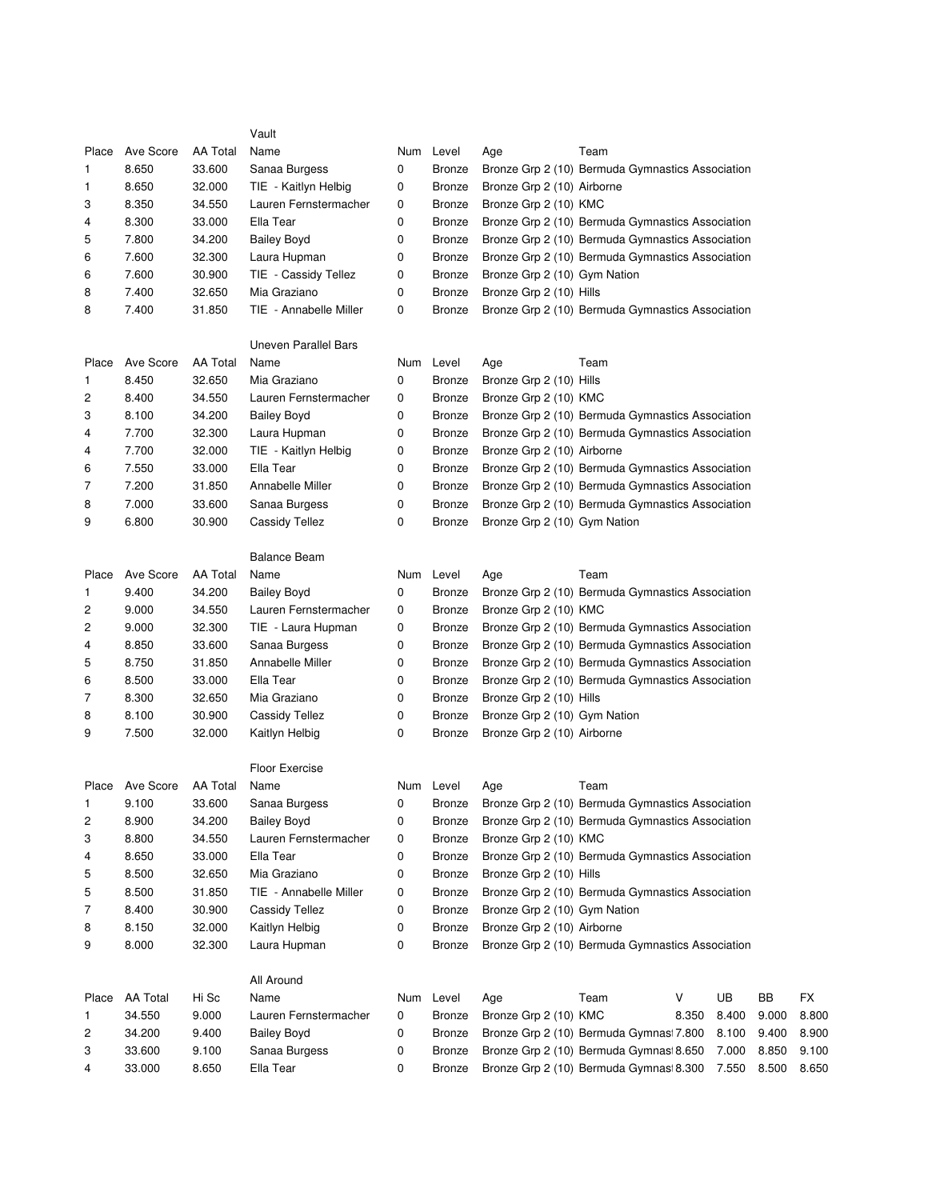### Vault

| Place | Ave Score | AA Total | Name | Num | Level | Age | Team |
|---|---|---|---|---|---|---|---|
| 1 | 8.650 | 33.600 | Sanaa Burgess | 0 | Bronze | Bronze Grp 2 (10) | Bermuda Gymnastics Association |
| 1 | 8.650 | 32.000 | TIE - Kaitlyn Helbig | 0 | Bronze | Bronze Grp 2 (10) | Airborne |
| 3 | 8.350 | 34.550 | Lauren Fernstermacher | 0 | Bronze | Bronze Grp 2 (10) | KMC |
| 4 | 8.300 | 33.000 | Ella Tear | 0 | Bronze | Bronze Grp 2 (10) | Bermuda Gymnastics Association |
| 5 | 7.800 | 34.200 | Bailey Boyd | 0 | Bronze | Bronze Grp 2 (10) | Bermuda Gymnastics Association |
| 6 | 7.600 | 32.300 | Laura Hupman | 0 | Bronze | Bronze Grp 2 (10) | Bermuda Gymnastics Association |
| 6 | 7.600 | 30.900 | TIE - Cassidy Tellez | 0 | Bronze | Bronze Grp 2 (10) | Gym Nation |
| 8 | 7.400 | 32.650 | Mia Graziano | 0 | Bronze | Bronze Grp 2 (10) | Hills |
| 8 | 7.400 | 31.850 | TIE - Annabelle Miller | 0 | Bronze | Bronze Grp 2 (10) | Bermuda Gymnastics Association |

### Uneven Parallel Bars

| Place | Ave Score | AA Total | Name | Num | Level | Age | Team |
|---|---|---|---|---|---|---|---|
| 1 | 8.450 | 32.650 | Mia Graziano | 0 | Bronze | Bronze Grp 2 (10) | Hills |
| 2 | 8.400 | 34.550 | Lauren Fernstermacher | 0 | Bronze | Bronze Grp 2 (10) | KMC |
| 3 | 8.100 | 34.200 | Bailey Boyd | 0 | Bronze | Bronze Grp 2 (10) | Bermuda Gymnastics Association |
| 4 | 7.700 | 32.300 | Laura Hupman | 0 | Bronze | Bronze Grp 2 (10) | Bermuda Gymnastics Association |
| 4 | 7.700 | 32.000 | TIE - Kaitlyn Helbig | 0 | Bronze | Bronze Grp 2 (10) | Airborne |
| 6 | 7.550 | 33.000 | Ella Tear | 0 | Bronze | Bronze Grp 2 (10) | Bermuda Gymnastics Association |
| 7 | 7.200 | 31.850 | Annabelle Miller | 0 | Bronze | Bronze Grp 2 (10) | Bermuda Gymnastics Association |
| 8 | 7.000 | 33.600 | Sanaa Burgess | 0 | Bronze | Bronze Grp 2 (10) | Bermuda Gymnastics Association |
| 9 | 6.800 | 30.900 | Cassidy Tellez | 0 | Bronze | Bronze Grp 2 (10) | Gym Nation |

### Balance Beam

| Place | Ave Score | AA Total | Name | Num | Level | Age | Team |
|---|---|---|---|---|---|---|---|
| 1 | 9.400 | 34.200 | Bailey Boyd | 0 | Bronze | Bronze Grp 2 (10) | Bermuda Gymnastics Association |
| 2 | 9.000 | 34.550 | Lauren Fernstermacher | 0 | Bronze | Bronze Grp 2 (10) | KMC |
| 2 | 9.000 | 32.300 | TIE - Laura Hupman | 0 | Bronze | Bronze Grp 2 (10) | Bermuda Gymnastics Association |
| 4 | 8.850 | 33.600 | Sanaa Burgess | 0 | Bronze | Bronze Grp 2 (10) | Bermuda Gymnastics Association |
| 5 | 8.750 | 31.850 | Annabelle Miller | 0 | Bronze | Bronze Grp 2 (10) | Bermuda Gymnastics Association |
| 6 | 8.500 | 33.000 | Ella Tear | 0 | Bronze | Bronze Grp 2 (10) | Bermuda Gymnastics Association |
| 7 | 8.300 | 32.650 | Mia Graziano | 0 | Bronze | Bronze Grp 2 (10) | Hills |
| 8 | 8.100 | 30.900 | Cassidy Tellez | 0 | Bronze | Bronze Grp 2 (10) | Gym Nation |
| 9 | 7.500 | 32.000 | Kaitlyn Helbig | 0 | Bronze | Bronze Grp 2 (10) | Airborne |

### Floor Exercise

| Place | Ave Score | AA Total | Name | Num | Level | Age | Team |
|---|---|---|---|---|---|---|---|
| 1 | 9.100 | 33.600 | Sanaa Burgess | 0 | Bronze | Bronze Grp 2 (10) | Bermuda Gymnastics Association |
| 2 | 8.900 | 34.200 | Bailey Boyd | 0 | Bronze | Bronze Grp 2 (10) | Bermuda Gymnastics Association |
| 3 | 8.800 | 34.550 | Lauren Fernstermacher | 0 | Bronze | Bronze Grp 2 (10) | KMC |
| 4 | 8.650 | 33.000 | Ella Tear | 0 | Bronze | Bronze Grp 2 (10) | Bermuda Gymnastics Association |
| 5 | 8.500 | 32.650 | Mia Graziano | 0 | Bronze | Bronze Grp 2 (10) | Hills |
| 5 | 8.500 | 31.850 | TIE - Annabelle Miller | 0 | Bronze | Bronze Grp 2 (10) | Bermuda Gymnastics Association |
| 7 | 8.400 | 30.900 | Cassidy Tellez | 0 | Bronze | Bronze Grp 2 (10) | Gym Nation |
| 8 | 8.150 | 32.000 | Kaitlyn Helbig | 0 | Bronze | Bronze Grp 2 (10) | Airborne |
| 9 | 8.000 | 32.300 | Laura Hupman | 0 | Bronze | Bronze Grp 2 (10) | Bermuda Gymnastics Association |

### All Around

| Place | AA Total | Hi Sc | Name | Num | Level | Age | Team | V | UB | BB | FX |
|---|---|---|---|---|---|---|---|---|---|---|---|
| 1 | 34.550 | 9.000 | Lauren Fernstermacher | 0 | Bronze | Bronze Grp 2 (10) | KMC | 8.350 | 8.400 | 9.000 | 8.800 |
| 2 | 34.200 | 9.400 | Bailey Boyd | 0 | Bronze | Bronze Grp 2 (10) | Bermuda Gymnas | 7.800 | 8.100 | 9.400 | 8.900 |
| 3 | 33.600 | 9.100 | Sanaa Burgess | 0 | Bronze | Bronze Grp 2 (10) | Bermuda Gymnas | 8.650 | 7.000 | 8.850 | 9.100 |
| 4 | 33.000 | 8.650 | Ella Tear | 0 | Bronze | Bronze Grp 2 (10) | Bermuda Gymnas | 8.300 | 7.550 | 8.500 | 8.650 |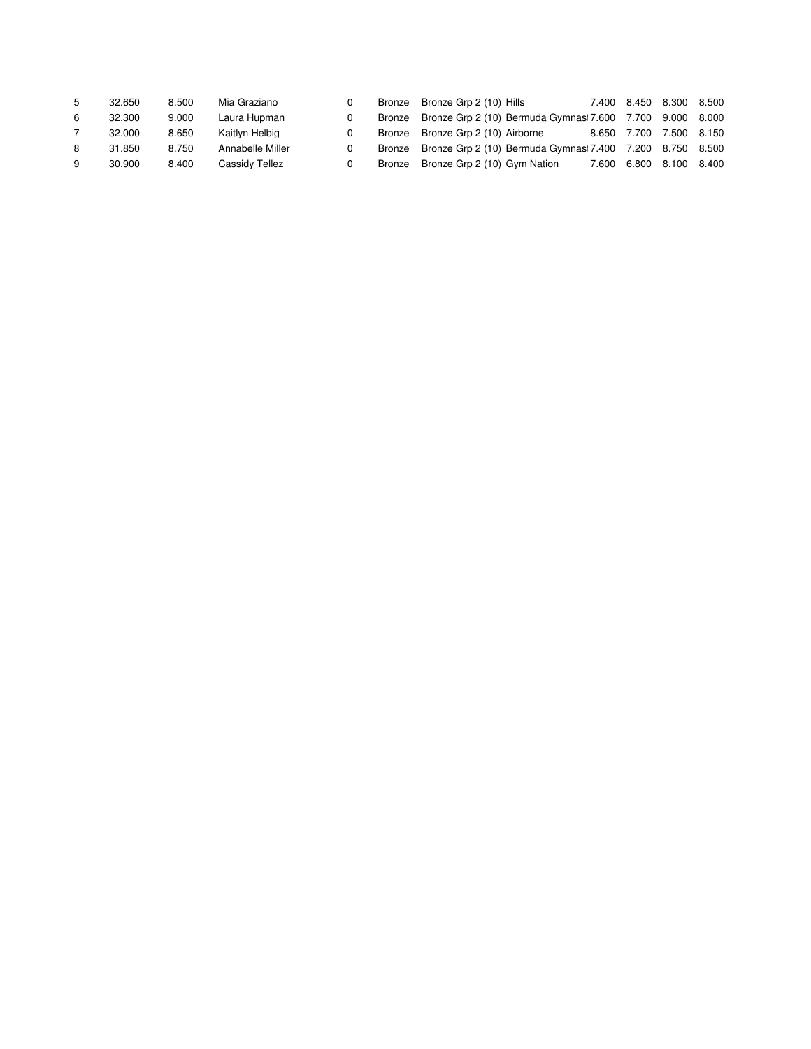| | | | | | | | | | | | |
|---|---|---|---|---|---|---|---|---|---|---|---|
| 5 | 32.650 | 8.500 | Mia Graziano | 0 | Bronze | Bronze Grp 2 (10) | Hills | 7.400 | 8.450 | 8.300 | 8.500 |
| 6 | 32.300 | 9.000 | Laura Hupman | 0 | Bronze | Bronze Grp 2 (10) | Bermuda Gymnas | 7.600 | 7.700 | 9.000 | 8.000 |
| 7 | 32.000 | 8.650 | Kaitlyn Helbig | 0 | Bronze | Bronze Grp 2 (10) | Airborne | 8.650 | 7.700 | 7.500 | 8.150 |
| 8 | 31.850 | 8.750 | Annabelle Miller | 0 | Bronze | Bronze Grp 2 (10) | Bermuda Gymnas | 7.400 | 7.200 | 8.750 | 8.500 |
| 9 | 30.900 | 8.400 | Cassidy Tellez | 0 | Bronze | Bronze Grp 2 (10) | Gym Nation | 7.600 | 6.800 | 8.100 | 8.400 |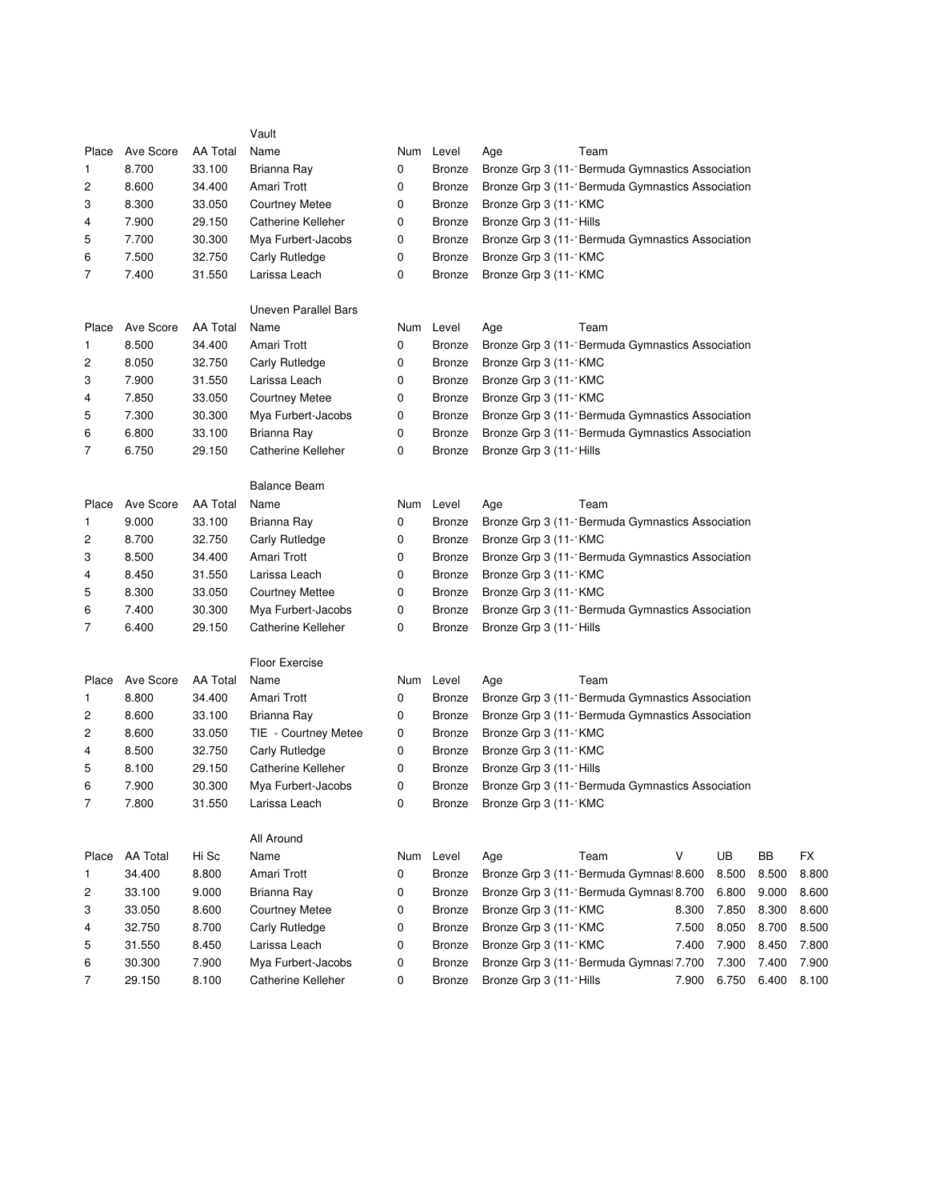### Vault

| Place | Ave Score | AA Total | Name | Num | Level | Age | Team |
|---|---|---|---|---|---|---|---|
| 1 | 8.700 | 33.100 | Brianna Ray | 0 | Bronze | Bronze Grp 3 (11-' | Bermuda Gymnastics Association |
| 2 | 8.600 | 34.400 | Amari Trott | 0 | Bronze | Bronze Grp 3 (11-' | Bermuda Gymnastics Association |
| 3 | 8.300 | 33.050 | Courtney Metee | 0 | Bronze | Bronze Grp 3 (11-' | KMC |
| 4 | 7.900 | 29.150 | Catherine Kelleher | 0 | Bronze | Bronze Grp 3 (11-' | Hills |
| 5 | 7.700 | 30.300 | Mya Furbert-Jacobs | 0 | Bronze | Bronze Grp 3 (11-' | Bermuda Gymnastics Association |
| 6 | 7.500 | 32.750 | Carly Rutledge | 0 | Bronze | Bronze Grp 3 (11-' | KMC |
| 7 | 7.400 | 31.550 | Larissa Leach | 0 | Bronze | Bronze Grp 3 (11-' | KMC |

### Uneven Parallel Bars

| Place | Ave Score | AA Total | Name | Num | Level | Age | Team |
|---|---|---|---|---|---|---|---|
| 1 | 8.500 | 34.400 | Amari Trott | 0 | Bronze | Bronze Grp 3 (11-' | Bermuda Gymnastics Association |
| 2 | 8.050 | 32.750 | Carly Rutledge | 0 | Bronze | Bronze Grp 3 (11-' | KMC |
| 3 | 7.900 | 31.550 | Larissa Leach | 0 | Bronze | Bronze Grp 3 (11-' | KMC |
| 4 | 7.850 | 33.050 | Courtney Metee | 0 | Bronze | Bronze Grp 3 (11-' | KMC |
| 5 | 7.300 | 30.300 | Mya Furbert-Jacobs | 0 | Bronze | Bronze Grp 3 (11-' | Bermuda Gymnastics Association |
| 6 | 6.800 | 33.100 | Brianna Ray | 0 | Bronze | Bronze Grp 3 (11-' | Bermuda Gymnastics Association |
| 7 | 6.750 | 29.150 | Catherine Kelleher | 0 | Bronze | Bronze Grp 3 (11-' | Hills |

### Balance Beam

| Place | Ave Score | AA Total | Name | Num | Level | Age | Team |
|---|---|---|---|---|---|---|---|
| 1 | 9.000 | 33.100 | Brianna Ray | 0 | Bronze | Bronze Grp 3 (11-' | Bermuda Gymnastics Association |
| 2 | 8.700 | 32.750 | Carly Rutledge | 0 | Bronze | Bronze Grp 3 (11-' | KMC |
| 3 | 8.500 | 34.400 | Amari Trott | 0 | Bronze | Bronze Grp 3 (11-' | Bermuda Gymnastics Association |
| 4 | 8.450 | 31.550 | Larissa Leach | 0 | Bronze | Bronze Grp 3 (11-' | KMC |
| 5 | 8.300 | 33.050 | Courtney Mettee | 0 | Bronze | Bronze Grp 3 (11-' | KMC |
| 6 | 7.400 | 30.300 | Mya Furbert-Jacobs | 0 | Bronze | Bronze Grp 3 (11-' | Bermuda Gymnastics Association |
| 7 | 6.400 | 29.150 | Catherine Kelleher | 0 | Bronze | Bronze Grp 3 (11-' | Hills |

### Floor Exercise

| Place | Ave Score | AA Total | Name | Num | Level | Age | Team |
|---|---|---|---|---|---|---|---|
| 1 | 8.800 | 34.400 | Amari Trott | 0 | Bronze | Bronze Grp 3 (11-' | Bermuda Gymnastics Association |
| 2 | 8.600 | 33.100 | Brianna Ray | 0 | Bronze | Bronze Grp 3 (11-' | Bermuda Gymnastics Association |
| 2 | 8.600 | 33.050 | TIE - Courtney Metee | 0 | Bronze | Bronze Grp 3 (11-' | KMC |
| 4 | 8.500 | 32.750 | Carly Rutledge | 0 | Bronze | Bronze Grp 3 (11-' | KMC |
| 5 | 8.100 | 29.150 | Catherine Kelleher | 0 | Bronze | Bronze Grp 3 (11-' | Hills |
| 6 | 7.900 | 30.300 | Mya Furbert-Jacobs | 0 | Bronze | Bronze Grp 3 (11-' | Bermuda Gymnastics Association |
| 7 | 7.800 | 31.550 | Larissa Leach | 0 | Bronze | Bronze Grp 3 (11-' | KMC |

### All Around

| Place | AA Total | Hi Sc | Name | Num | Level | Age | Team | V | UB | BB | FX |
|---|---|---|---|---|---|---|---|---|---|---|---|
| 1 | 34.400 | 8.800 | Amari Trott | 0 | Bronze | Bronze Grp 3 (11-' | Bermuda Gymnast | 8.600 | 8.500 | 8.500 | 8.800 |
| 2 | 33.100 | 9.000 | Brianna Ray | 0 | Bronze | Bronze Grp 3 (11-' | Bermuda Gymnast | 8.700 | 6.800 | 9.000 | 8.600 |
| 3 | 33.050 | 8.600 | Courtney Metee | 0 | Bronze | Bronze Grp 3 (11-' | KMC | 8.300 | 7.850 | 8.300 | 8.600 |
| 4 | 32.750 | 8.700 | Carly Rutledge | 0 | Bronze | Bronze Grp 3 (11-' | KMC | 7.500 | 8.050 | 8.700 | 8.500 |
| 5 | 31.550 | 8.450 | Larissa Leach | 0 | Bronze | Bronze Grp 3 (11-' | KMC | 7.400 | 7.900 | 8.450 | 7.800 |
| 6 | 30.300 | 7.900 | Mya Furbert-Jacobs | 0 | Bronze | Bronze Grp 3 (11-' | Bermuda Gymnast | 7.700 | 7.300 | 7.400 | 7.900 |
| 7 | 29.150 | 8.100 | Catherine Kelleher | 0 | Bronze | Bronze Grp 3 (11-' | Hills | 7.900 | 6.750 | 6.400 | 8.100 |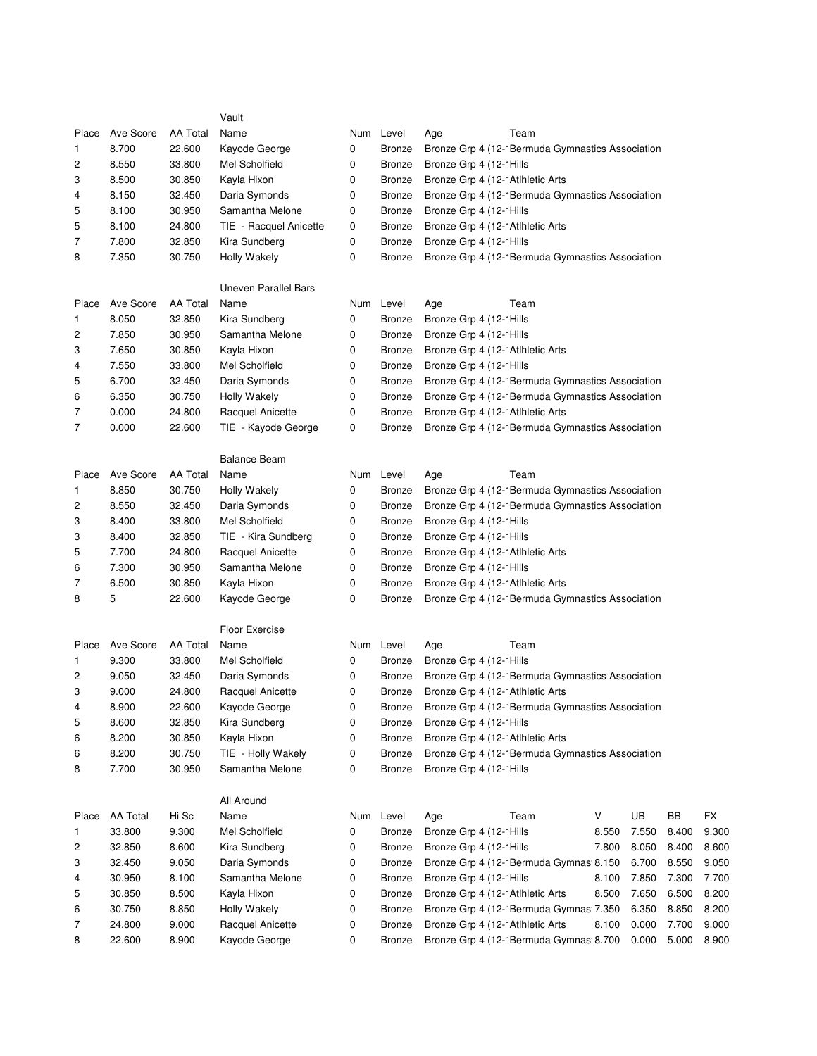### Vault

| Place | Ave Score | AA Total | Name | Num | Level | Age | Team |
|---|---|---|---|---|---|---|---|
| 1 | 8.700 | 22.600 | Kayode George | 0 | Bronze | Bronze Grp 4 (12-1 | Bermuda Gymnastics Association |
| 2 | 8.550 | 33.800 | Mel Scholfield | 0 | Bronze | Bronze Grp 4 (12-1 | Hills |
| 3 | 8.500 | 30.850 | Kayla Hixon | 0 | Bronze | Bronze Grp 4 (12-1 | Atlhletic Arts |
| 4 | 8.150 | 32.450 | Daria Symonds | 0 | Bronze | Bronze Grp 4 (12-1 | Bermuda Gymnastics Association |
| 5 | 8.100 | 30.950 | Samantha Melone | 0 | Bronze | Bronze Grp 4 (12-1 | Hills |
| 5 | 8.100 | 24.800 | TIE - Racquel Anicette | 0 | Bronze | Bronze Grp 4 (12-1 | Atlhletic Arts |
| 7 | 7.800 | 32.850 | Kira Sundberg | 0 | Bronze | Bronze Grp 4 (12-1 | Hills |
| 8 | 7.350 | 30.750 | Holly Wakely | 0 | Bronze | Bronze Grp 4 (12-1 | Bermuda Gymnastics Association |

### Uneven Parallel Bars

| Place | Ave Score | AA Total | Name | Num | Level | Age | Team |
|---|---|---|---|---|---|---|---|
| 1 | 8.050 | 32.850 | Kira Sundberg | 0 | Bronze | Bronze Grp 4 (12-1 | Hills |
| 2 | 7.850 | 30.950 | Samantha Melone | 0 | Bronze | Bronze Grp 4 (12-1 | Hills |
| 3 | 7.650 | 30.850 | Kayla Hixon | 0 | Bronze | Bronze Grp 4 (12-1 | Atlhletic Arts |
| 4 | 7.550 | 33.800 | Mel Scholfield | 0 | Bronze | Bronze Grp 4 (12-1 | Hills |
| 5 | 6.700 | 32.450 | Daria Symonds | 0 | Bronze | Bronze Grp 4 (12-1 | Bermuda Gymnastics Association |
| 6 | 6.350 | 30.750 | Holly Wakely | 0 | Bronze | Bronze Grp 4 (12-1 | Bermuda Gymnastics Association |
| 7 | 0.000 | 24.800 | Racquel Anicette | 0 | Bronze | Bronze Grp 4 (12-1 | Atlhletic Arts |
| 7 | 0.000 | 22.600 | TIE - Kayode George | 0 | Bronze | Bronze Grp 4 (12-1 | Bermuda Gymnastics Association |

### Balance Beam

| Place | Ave Score | AA Total | Name | Num | Level | Age | Team |
|---|---|---|---|---|---|---|---|
| 1 | 8.850 | 30.750 | Holly Wakely | 0 | Bronze | Bronze Grp 4 (12-1 | Bermuda Gymnastics Association |
| 2 | 8.550 | 32.450 | Daria Symonds | 0 | Bronze | Bronze Grp 4 (12-1 | Bermuda Gymnastics Association |
| 3 | 8.400 | 33.800 | Mel Scholfield | 0 | Bronze | Bronze Grp 4 (12-1 | Hills |
| 3 | 8.400 | 32.850 | TIE - Kira Sundberg | 0 | Bronze | Bronze Grp 4 (12-1 | Hills |
| 5 | 7.700 | 24.800 | Racquel Anicette | 0 | Bronze | Bronze Grp 4 (12-1 | Atlhletic Arts |
| 6 | 7.300 | 30.950 | Samantha Melone | 0 | Bronze | Bronze Grp 4 (12-1 | Hills |
| 7 | 6.500 | 30.850 | Kayla Hixon | 0 | Bronze | Bronze Grp 4 (12-1 | Atlhletic Arts |
| 8 | 5 | 22.600 | Kayode George | 0 | Bronze | Bronze Grp 4 (12-1 | Bermuda Gymnastics Association |

### Floor Exercise

| Place | Ave Score | AA Total | Name | Num | Level | Age | Team |
|---|---|---|---|---|---|---|---|
| 1 | 9.300 | 33.800 | Mel Scholfield | 0 | Bronze | Bronze Grp 4 (12-1 | Hills |
| 2 | 9.050 | 32.450 | Daria Symonds | 0 | Bronze | Bronze Grp 4 (12-1 | Bermuda Gymnastics Association |
| 3 | 9.000 | 24.800 | Racquel Anicette | 0 | Bronze | Bronze Grp 4 (12-1 | Atlhletic Arts |
| 4 | 8.900 | 22.600 | Kayode George | 0 | Bronze | Bronze Grp 4 (12-1 | Bermuda Gymnastics Association |
| 5 | 8.600 | 32.850 | Kira Sundberg | 0 | Bronze | Bronze Grp 4 (12-1 | Hills |
| 6 | 8.200 | 30.850 | Kayla Hixon | 0 | Bronze | Bronze Grp 4 (12-1 | Atlhletic Arts |
| 6 | 8.200 | 30.750 | TIE - Holly Wakely | 0 | Bronze | Bronze Grp 4 (12-1 | Bermuda Gymnastics Association |
| 8 | 7.700 | 30.950 | Samantha Melone | 0 | Bronze | Bronze Grp 4 (12-1 | Hills |

### All Around

| Place | AA Total | Hi Sc | Name | Num | Level | Age | Team | V | UB | BB | FX |
|---|---|---|---|---|---|---|---|---|---|---|---|
| 1 | 33.800 | 9.300 | Mel Scholfield | 0 | Bronze | Bronze Grp 4 (12-1 | Hills | 8.550 | 7.550 | 8.400 | 9.300 |
| 2 | 32.850 | 8.600 | Kira Sundberg | 0 | Bronze | Bronze Grp 4 (12-1 | Hills | 7.800 | 8.050 | 8.400 | 8.600 |
| 3 | 32.450 | 9.050 | Daria Symonds | 0 | Bronze | Bronze Grp 4 (12-1 | Bermuda Gymnast | 8.150 | 6.700 | 8.550 | 9.050 |
| 4 | 30.950 | 8.100 | Samantha Melone | 0 | Bronze | Bronze Grp 4 (12-1 | Hills | 8.100 | 7.850 | 7.300 | 7.700 |
| 5 | 30.850 | 8.500 | Kayla Hixon | 0 | Bronze | Bronze Grp 4 (12-1 | Atlhletic Arts | 8.500 | 7.650 | 6.500 | 8.200 |
| 6 | 30.750 | 8.850 | Holly Wakely | 0 | Bronze | Bronze Grp 4 (12-1 | Bermuda Gymnast | 7.350 | 6.350 | 8.850 | 8.200 |
| 7 | 24.800 | 9.000 | Racquel Anicette | 0 | Bronze | Bronze Grp 4 (12-1 | Atlhletic Arts | 8.100 | 0.000 | 7.700 | 9.000 |
| 8 | 22.600 | 8.900 | Kayode George | 0 | Bronze | Bronze Grp 4 (12-1 | Bermuda Gymnast | 8.700 | 0.000 | 5.000 | 8.900 |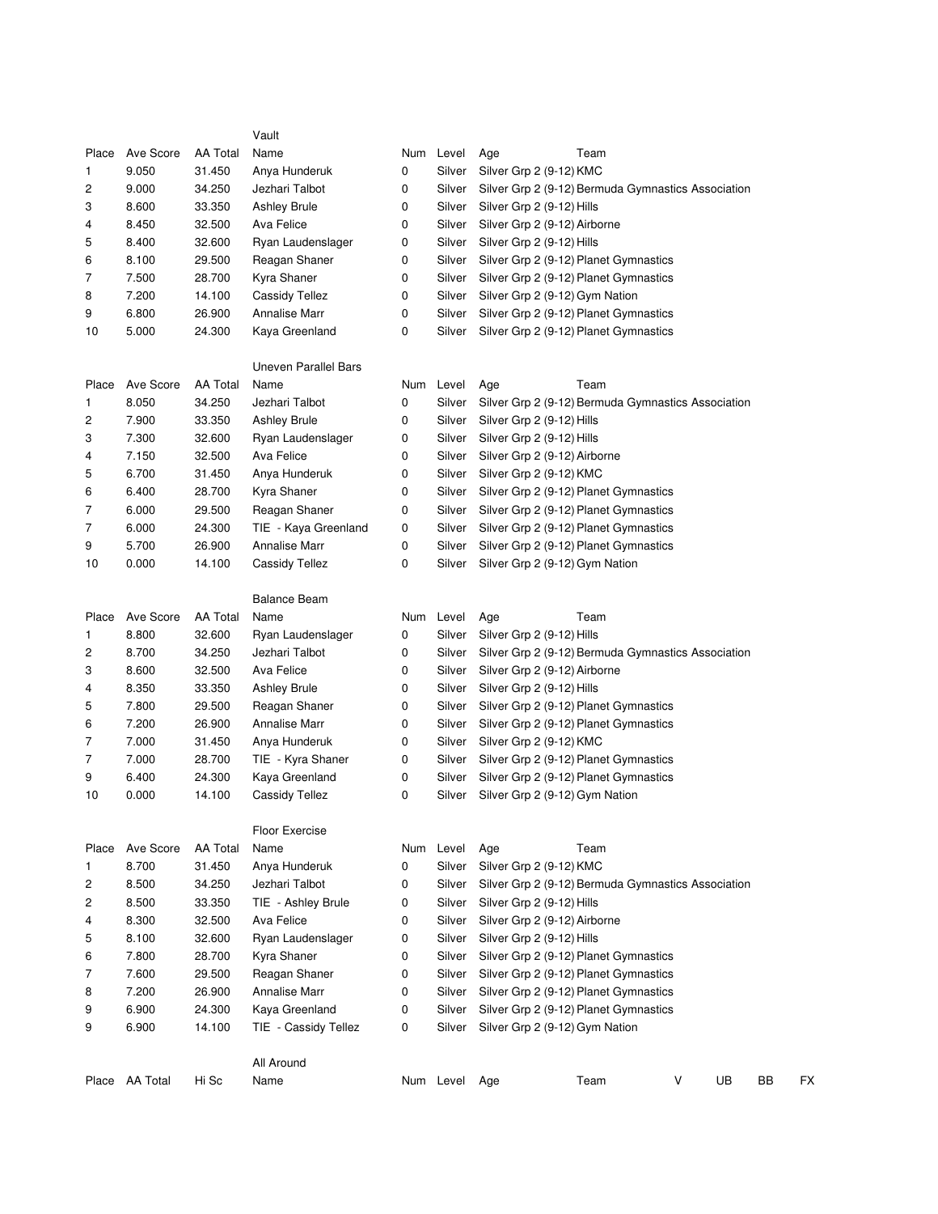### Vault

| Place | Ave Score | AA Total | Name | Num | Level | Age | Team |
|---|---|---|---|---|---|---|---|
| 1 | 9.050 | 31.450 | Anya Hunderuk | 0 | Silver | Silver Grp 2 (9-12) | KMC |
| 2 | 9.000 | 34.250 | Jezhari Talbot | 0 | Silver | Silver Grp 2 (9-12) | Bermuda Gymnastics Association |
| 3 | 8.600 | 33.350 | Ashley Brule | 0 | Silver | Silver Grp 2 (9-12) | Hills |
| 4 | 8.450 | 32.500 | Ava Felice | 0 | Silver | Silver Grp 2 (9-12) | Airborne |
| 5 | 8.400 | 32.600 | Ryan Laudenslager | 0 | Silver | Silver Grp 2 (9-12) | Hills |
| 6 | 8.100 | 29.500 | Reagan Shaner | 0 | Silver | Silver Grp 2 (9-12) | Planet Gymnastics |
| 7 | 7.500 | 28.700 | Kyra Shaner | 0 | Silver | Silver Grp 2 (9-12) | Planet Gymnastics |
| 8 | 7.200 | 14.100 | Cassidy Tellez | 0 | Silver | Silver Grp 2 (9-12) | Gym Nation |
| 9 | 6.800 | 26.900 | Annalise Marr | 0 | Silver | Silver Grp 2 (9-12) | Planet Gymnastics |
| 10 | 5.000 | 24.300 | Kaya Greenland | 0 | Silver | Silver Grp 2 (9-12) | Planet Gymnastics |

### Uneven Parallel Bars

| Place | Ave Score | AA Total | Name | Num | Level | Age | Team |
|---|---|---|---|---|---|---|---|
| 1 | 8.050 | 34.250 | Jezhari Talbot | 0 | Silver | Silver Grp 2 (9-12) | Bermuda Gymnastics Association |
| 2 | 7.900 | 33.350 | Ashley Brule | 0 | Silver | Silver Grp 2 (9-12) | Hills |
| 3 | 7.300 | 32.600 | Ryan Laudenslager | 0 | Silver | Silver Grp 2 (9-12) | Hills |
| 4 | 7.150 | 32.500 | Ava Felice | 0 | Silver | Silver Grp 2 (9-12) | Airborne |
| 5 | 6.700 | 31.450 | Anya Hunderuk | 0 | Silver | Silver Grp 2 (9-12) | KMC |
| 6 | 6.400 | 28.700 | Kyra Shaner | 0 | Silver | Silver Grp 2 (9-12) | Planet Gymnastics |
| 7 | 6.000 | 29.500 | Reagan Shaner | 0 | Silver | Silver Grp 2 (9-12) | Planet Gymnastics |
| 7 | 6.000 | 24.300 | TIE - Kaya Greenland | 0 | Silver | Silver Grp 2 (9-12) | Planet Gymnastics |
| 9 | 5.700 | 26.900 | Annalise Marr | 0 | Silver | Silver Grp 2 (9-12) | Planet Gymnastics |
| 10 | 0.000 | 14.100 | Cassidy Tellez | 0 | Silver | Silver Grp 2 (9-12) | Gym Nation |

### Balance Beam

| Place | Ave Score | AA Total | Name | Num | Level | Age | Team |
|---|---|---|---|---|---|---|---|
| 1 | 8.800 | 32.600 | Ryan Laudenslager | 0 | Silver | Silver Grp 2 (9-12) | Hills |
| 2 | 8.700 | 34.250 | Jezhari Talbot | 0 | Silver | Silver Grp 2 (9-12) | Bermuda Gymnastics Association |
| 3 | 8.600 | 32.500 | Ava Felice | 0 | Silver | Silver Grp 2 (9-12) | Airborne |
| 4 | 8.350 | 33.350 | Ashley Brule | 0 | Silver | Silver Grp 2 (9-12) | Hills |
| 5 | 7.800 | 29.500 | Reagan Shaner | 0 | Silver | Silver Grp 2 (9-12) | Planet Gymnastics |
| 6 | 7.200 | 26.900 | Annalise Marr | 0 | Silver | Silver Grp 2 (9-12) | Planet Gymnastics |
| 7 | 7.000 | 31.450 | Anya Hunderuk | 0 | Silver | Silver Grp 2 (9-12) | KMC |
| 7 | 7.000 | 28.700 | TIE - Kyra Shaner | 0 | Silver | Silver Grp 2 (9-12) | Planet Gymnastics |
| 9 | 6.400 | 24.300 | Kaya Greenland | 0 | Silver | Silver Grp 2 (9-12) | Planet Gymnastics |
| 10 | 0.000 | 14.100 | Cassidy Tellez | 0 | Silver | Silver Grp 2 (9-12) | Gym Nation |

### Floor Exercise

| Place | Ave Score | AA Total | Name | Num | Level | Age | Team |
|---|---|---|---|---|---|---|---|
| 1 | 8.700 | 31.450 | Anya Hunderuk | 0 | Silver | Silver Grp 2 (9-12) | KMC |
| 2 | 8.500 | 34.250 | Jezhari Talbot | 0 | Silver | Silver Grp 2 (9-12) | Bermuda Gymnastics Association |
| 2 | 8.500 | 33.350 | TIE - Ashley Brule | 0 | Silver | Silver Grp 2 (9-12) | Hills |
| 4 | 8.300 | 32.500 | Ava Felice | 0 | Silver | Silver Grp 2 (9-12) | Airborne |
| 5 | 8.100 | 32.600 | Ryan Laudenslager | 0 | Silver | Silver Grp 2 (9-12) | Hills |
| 6 | 7.800 | 28.700 | Kyra Shaner | 0 | Silver | Silver Grp 2 (9-12) | Planet Gymnastics |
| 7 | 7.600 | 29.500 | Reagan Shaner | 0 | Silver | Silver Grp 2 (9-12) | Planet Gymnastics |
| 8 | 7.200 | 26.900 | Annalise Marr | 0 | Silver | Silver Grp 2 (9-12) | Planet Gymnastics |
| 9 | 6.900 | 24.300 | Kaya Greenland | 0 | Silver | Silver Grp 2 (9-12) | Planet Gymnastics |
| 9 | 6.900 | 14.100 | TIE - Cassidy Tellez | 0 | Silver | Silver Grp 2 (9-12) | Gym Nation |

### All Around

| Place | AA Total | Hi Sc | Name | Num | Level | Age | Team | V | UB | BB | FX |
|---|---|---|---|---|---|---|---|---|---|---|---|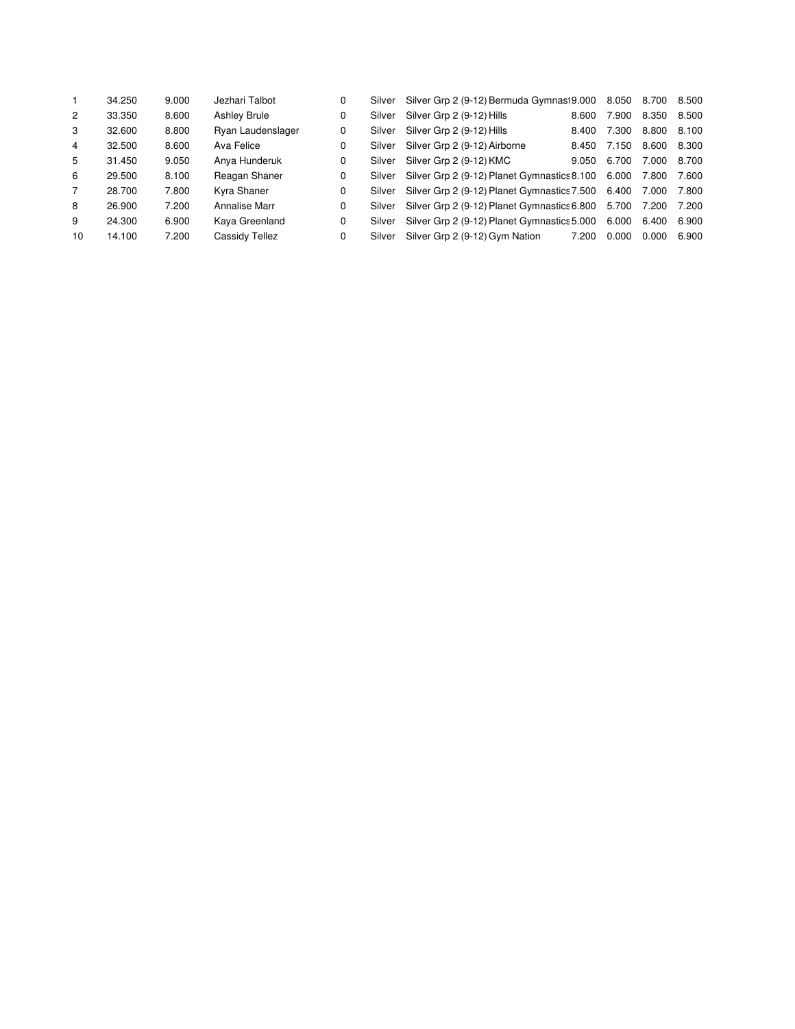| | | | | | | | | | | |
|---|---|---|---|---|---|---|---|---|---|---|
| 1 | 34.250 | 9.000 | Jezhari Talbot | 0 | Silver | Silver Grp 2 (9-12) Bermuda Gymnast | 9.000 | 8.050 | 8.700 | 8.500 |
| 2 | 33.350 | 8.600 | Ashley Brule | 0 | Silver | Silver Grp 2 (9-12) Hills | 8.600 | 7.900 | 8.350 | 8.500 |
| 3 | 32.600 | 8.800 | Ryan Laudenslager | 0 | Silver | Silver Grp 2 (9-12) Hills | 8.400 | 7.300 | 8.800 | 8.100 |
| 4 | 32.500 | 8.600 | Ava Felice | 0 | Silver | Silver Grp 2 (9-12) Airborne | 8.450 | 7.150 | 8.600 | 8.300 |
| 5 | 31.450 | 9.050 | Anya Hunderuk | 0 | Silver | Silver Grp 2 (9-12) KMC | 9.050 | 6.700 | 7.000 | 8.700 |
| 6 | 29.500 | 8.100 | Reagan Shaner | 0 | Silver | Silver Grp 2 (9-12) Planet Gymnastics | 8.100 | 6.000 | 7.800 | 7.600 |
| 7 | 28.700 | 7.800 | Kyra Shaner | 0 | Silver | Silver Grp 2 (9-12) Planet Gymnastics | 7.500 | 6.400 | 7.000 | 7.800 |
| 8 | 26.900 | 7.200 | Annalise Marr | 0 | Silver | Silver Grp 2 (9-12) Planet Gymnastics | 6.800 | 5.700 | 7.200 | 7.200 |
| 9 | 24.300 | 6.900 | Kaya Greenland | 0 | Silver | Silver Grp 2 (9-12) Planet Gymnastics | 5.000 | 6.000 | 6.400 | 6.900 |
| 10 | 14.100 | 7.200 | Cassidy Tellez | 0 | Silver | Silver Grp 2 (9-12) Gym Nation | 7.200 | 0.000 | 0.000 | 6.900 |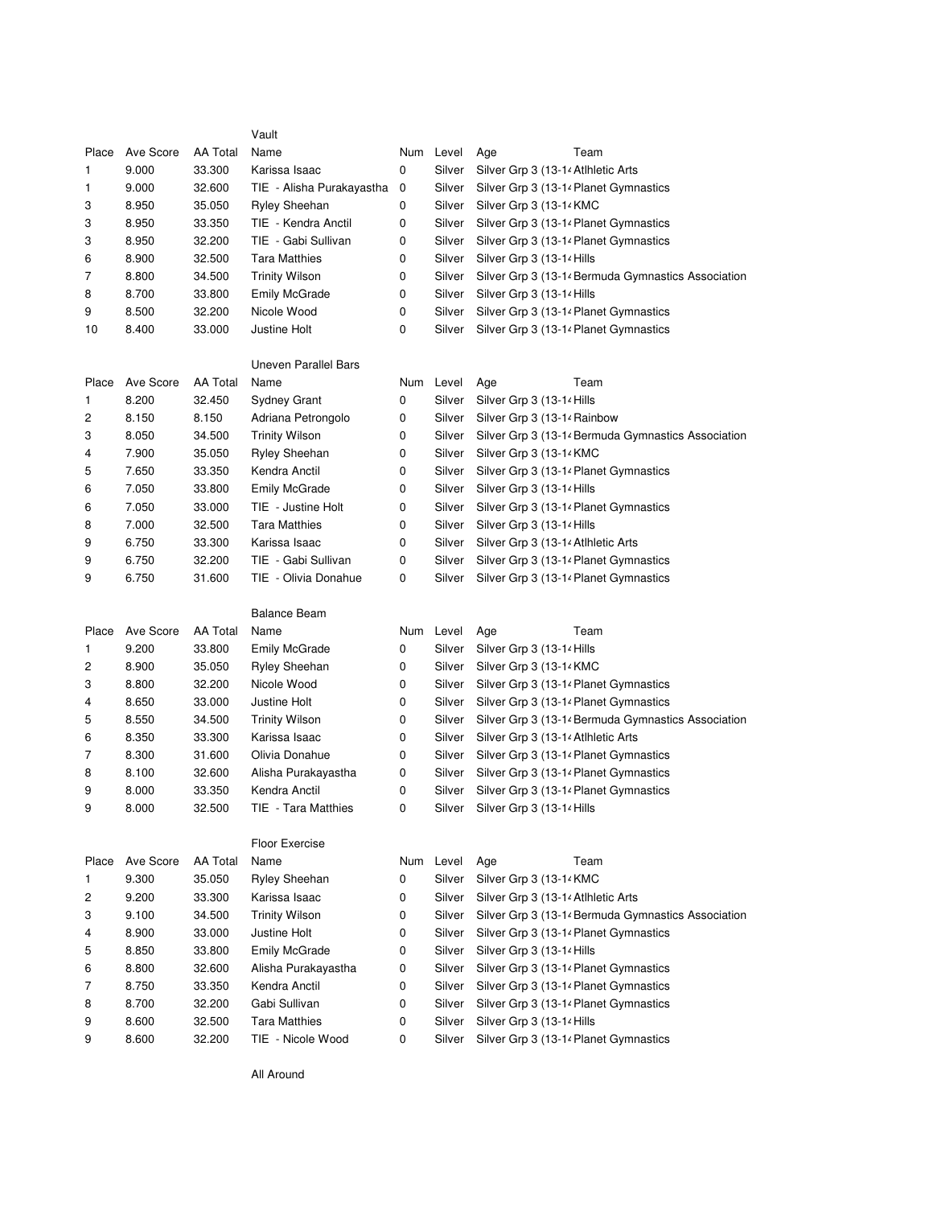### Vault

| Place | Ave Score | AA Total | Name | Num | Level | Age | Team |
|---|---|---|---|---|---|---|---|
| 1 | 9.000 | 33.300 | Karissa Isaac | 0 | Silver | Silver Grp 3 (13-14 | Atlhletic Arts |
| 1 | 9.000 | 32.600 | TIE - Alisha Purakayastha | 0 | Silver | Silver Grp 3 (13-14 | Planet Gymnastics |
| 3 | 8.950 | 35.050 | Ryley Sheehan | 0 | Silver | Silver Grp 3 (13-14 | KMC |
| 3 | 8.950 | 33.350 | TIE - Kendra Anctil | 0 | Silver | Silver Grp 3 (13-14 | Planet Gymnastics |
| 3 | 8.950 | 32.200 | TIE - Gabi Sullivan | 0 | Silver | Silver Grp 3 (13-14 | Planet Gymnastics |
| 6 | 8.900 | 32.500 | Tara Matthies | 0 | Silver | Silver Grp 3 (13-14 | Hills |
| 7 | 8.800 | 34.500 | Trinity Wilson | 0 | Silver | Silver Grp 3 (13-14 | Bermuda Gymnastics Association |
| 8 | 8.700 | 33.800 | Emily McGrade | 0 | Silver | Silver Grp 3 (13-14 | Hills |
| 9 | 8.500 | 32.200 | Nicole Wood | 0 | Silver | Silver Grp 3 (13-14 | Planet Gymnastics |
| 10 | 8.400 | 33.000 | Justine Holt | 0 | Silver | Silver Grp 3 (13-14 | Planet Gymnastics |

### Uneven Parallel Bars

| Place | Ave Score | AA Total | Name | Num | Level | Age | Team |
|---|---|---|---|---|---|---|---|
| 1 | 8.200 | 32.450 | Sydney Grant | 0 | Silver | Silver Grp 3 (13-14 | Hills |
| 2 | 8.150 | 8.150 | Adriana Petrongolo | 0 | Silver | Silver Grp 3 (13-14 | Rainbow |
| 3 | 8.050 | 34.500 | Trinity Wilson | 0 | Silver | Silver Grp 3 (13-14 | Bermuda Gymnastics Association |
| 4 | 7.900 | 35.050 | Ryley Sheehan | 0 | Silver | Silver Grp 3 (13-14 | KMC |
| 5 | 7.650 | 33.350 | Kendra Anctil | 0 | Silver | Silver Grp 3 (13-14 | Planet Gymnastics |
| 6 | 7.050 | 33.800 | Emily McGrade | 0 | Silver | Silver Grp 3 (13-14 | Hills |
| 6 | 7.050 | 33.000 | TIE - Justine Holt | 0 | Silver | Silver Grp 3 (13-14 | Planet Gymnastics |
| 8 | 7.000 | 32.500 | Tara Matthies | 0 | Silver | Silver Grp 3 (13-14 | Hills |
| 9 | 6.750 | 33.300 | Karissa Isaac | 0 | Silver | Silver Grp 3 (13-14 | Atlhletic Arts |
| 9 | 6.750 | 32.200 | TIE - Gabi Sullivan | 0 | Silver | Silver Grp 3 (13-14 | Planet Gymnastics |
| 9 | 6.750 | 31.600 | TIE - Olivia Donahue | 0 | Silver | Silver Grp 3 (13-14 | Planet Gymnastics |

### Balance Beam

| Place | Ave Score | AA Total | Name | Num | Level | Age | Team |
|---|---|---|---|---|---|---|---|
| 1 | 9.200 | 33.800 | Emily McGrade | 0 | Silver | Silver Grp 3 (13-14 | Hills |
| 2 | 8.900 | 35.050 | Ryley Sheehan | 0 | Silver | Silver Grp 3 (13-14 | KMC |
| 3 | 8.800 | 32.200 | Nicole Wood | 0 | Silver | Silver Grp 3 (13-14 | Planet Gymnastics |
| 4 | 8.650 | 33.000 | Justine Holt | 0 | Silver | Silver Grp 3 (13-14 | Planet Gymnastics |
| 5 | 8.550 | 34.500 | Trinity Wilson | 0 | Silver | Silver Grp 3 (13-14 | Bermuda Gymnastics Association |
| 6 | 8.350 | 33.300 | Karissa Isaac | 0 | Silver | Silver Grp 3 (13-14 | Atlhletic Arts |
| 7 | 8.300 | 31.600 | Olivia Donahue | 0 | Silver | Silver Grp 3 (13-14 | Planet Gymnastics |
| 8 | 8.100 | 32.600 | Alisha Purakayastha | 0 | Silver | Silver Grp 3 (13-14 | Planet Gymnastics |
| 9 | 8.000 | 33.350 | Kendra Anctil | 0 | Silver | Silver Grp 3 (13-14 | Planet Gymnastics |
| 9 | 8.000 | 32.500 | TIE - Tara Matthies | 0 | Silver | Silver Grp 3 (13-14 | Hills |

### Floor Exercise

| Place | Ave Score | AA Total | Name | Num | Level | Age | Team |
|---|---|---|---|---|---|---|---|
| 1 | 9.300 | 35.050 | Ryley Sheehan | 0 | Silver | Silver Grp 3 (13-14 | KMC |
| 2 | 9.200 | 33.300 | Karissa Isaac | 0 | Silver | Silver Grp 3 (13-14 | Atlhletic Arts |
| 3 | 9.100 | 34.500 | Trinity Wilson | 0 | Silver | Silver Grp 3 (13-14 | Bermuda Gymnastics Association |
| 4 | 8.900 | 33.000 | Justine Holt | 0 | Silver | Silver Grp 3 (13-14 | Planet Gymnastics |
| 5 | 8.850 | 33.800 | Emily McGrade | 0 | Silver | Silver Grp 3 (13-14 | Hills |
| 6 | 8.800 | 32.600 | Alisha Purakayastha | 0 | Silver | Silver Grp 3 (13-14 | Planet Gymnastics |
| 7 | 8.750 | 33.350 | Kendra Anctil | 0 | Silver | Silver Grp 3 (13-14 | Planet Gymnastics |
| 8 | 8.700 | 32.200 | Gabi Sullivan | 0 | Silver | Silver Grp 3 (13-14 | Planet Gymnastics |
| 9 | 8.600 | 32.500 | Tara Matthies | 0 | Silver | Silver Grp 3 (13-14 | Hills |
| 9 | 8.600 | 32.200 | TIE - Nicole Wood | 0 | Silver | Silver Grp 3 (13-14 | Planet Gymnastics |

### All Around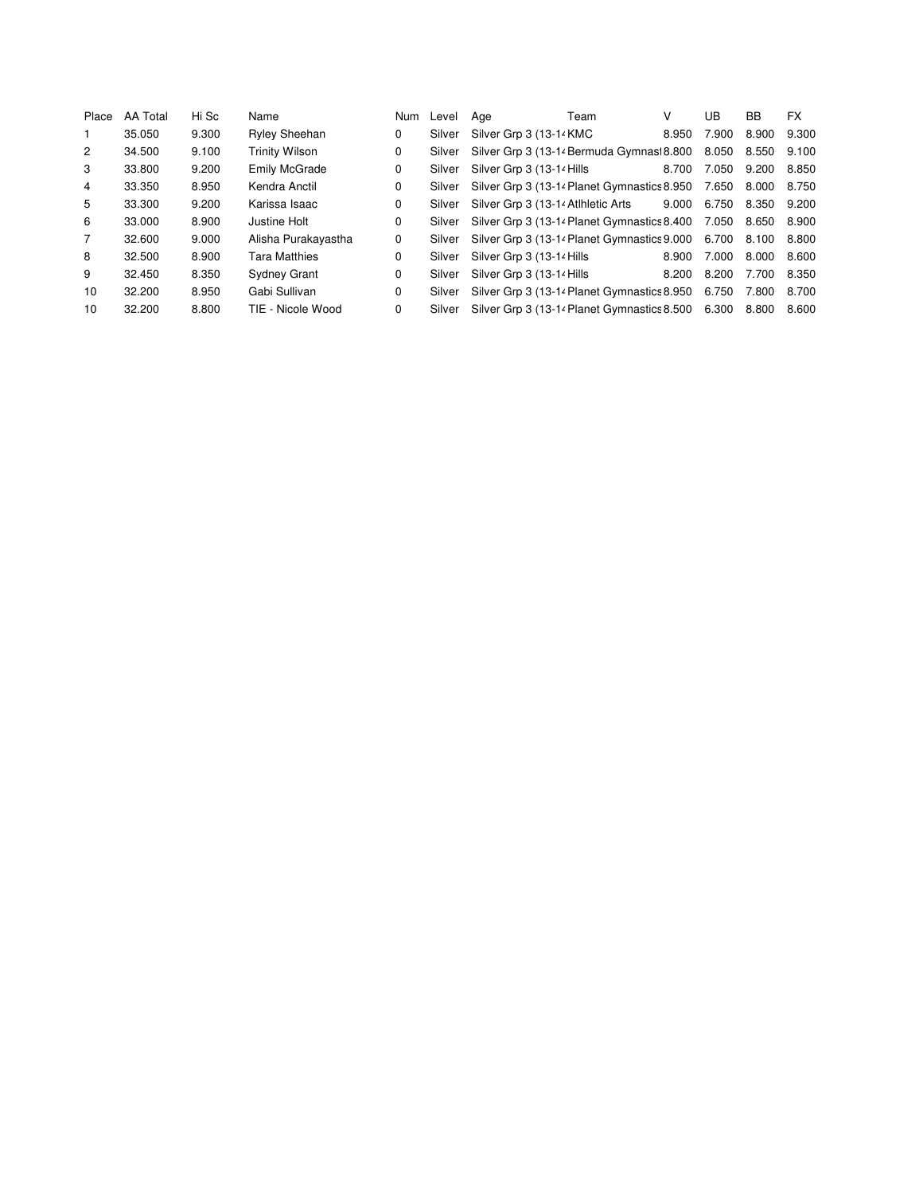| Place | AA Total | Hi Sc | Name | Num | Level | Age | Team | V | UB | BB | FX |
|---|---|---|---|---|---|---|---|---|---|---|---|
| 1 | 35.050 | 9.300 | Ryley Sheehan | 0 | Silver | Silver Grp 3 (13-14 | KMC | 8.950 | 7.900 | 8.900 | 9.300 |
| 2 | 34.500 | 9.100 | Trinity Wilson | 0 | Silver | Silver Grp 3 (13-14 | Bermuda Gymnasl | 8.800 | 8.050 | 8.550 | 9.100 |
| 3 | 33.800 | 9.200 | Emily McGrade | 0 | Silver | Silver Grp 3 (13-14 | Hills | 8.700 | 7.050 | 9.200 | 8.850 |
| 4 | 33.350 | 8.950 | Kendra Anctil | 0 | Silver | Silver Grp 3 (13-14 | Planet Gymnastics | 8.950 | 7.650 | 8.000 | 8.750 |
| 5 | 33.300 | 9.200 | Karissa Isaac | 0 | Silver | Silver Grp 3 (13-14 | Atlhletic Arts | 9.000 | 6.750 | 8.350 | 9.200 |
| 6 | 33.000 | 8.900 | Justine Holt | 0 | Silver | Silver Grp 3 (13-14 | Planet Gymnastics | 8.400 | 7.050 | 8.650 | 8.900 |
| 7 | 32.600 | 9.000 | Alisha Purakayastha | 0 | Silver | Silver Grp 3 (13-14 | Planet Gymnastics | 9.000 | 6.700 | 8.100 | 8.800 |
| 8 | 32.500 | 8.900 | Tara Matthies | 0 | Silver | Silver Grp 3 (13-14 | Hills | 8.900 | 7.000 | 8.000 | 8.600 |
| 9 | 32.450 | 8.350 | Sydney Grant | 0 | Silver | Silver Grp 3 (13-14 | Hills | 8.200 | 8.200 | 7.700 | 8.350 |
| 10 | 32.200 | 8.950 | Gabi Sullivan | 0 | Silver | Silver Grp 3 (13-14 | Planet Gymnastics | 8.950 | 6.750 | 7.800 | 8.700 |
| 10 | 32.200 | 8.800 | TIE - Nicole Wood | 0 | Silver | Silver Grp 3 (13-14 | Planet Gymnastics | 8.500 | 6.300 | 8.800 | 8.600 |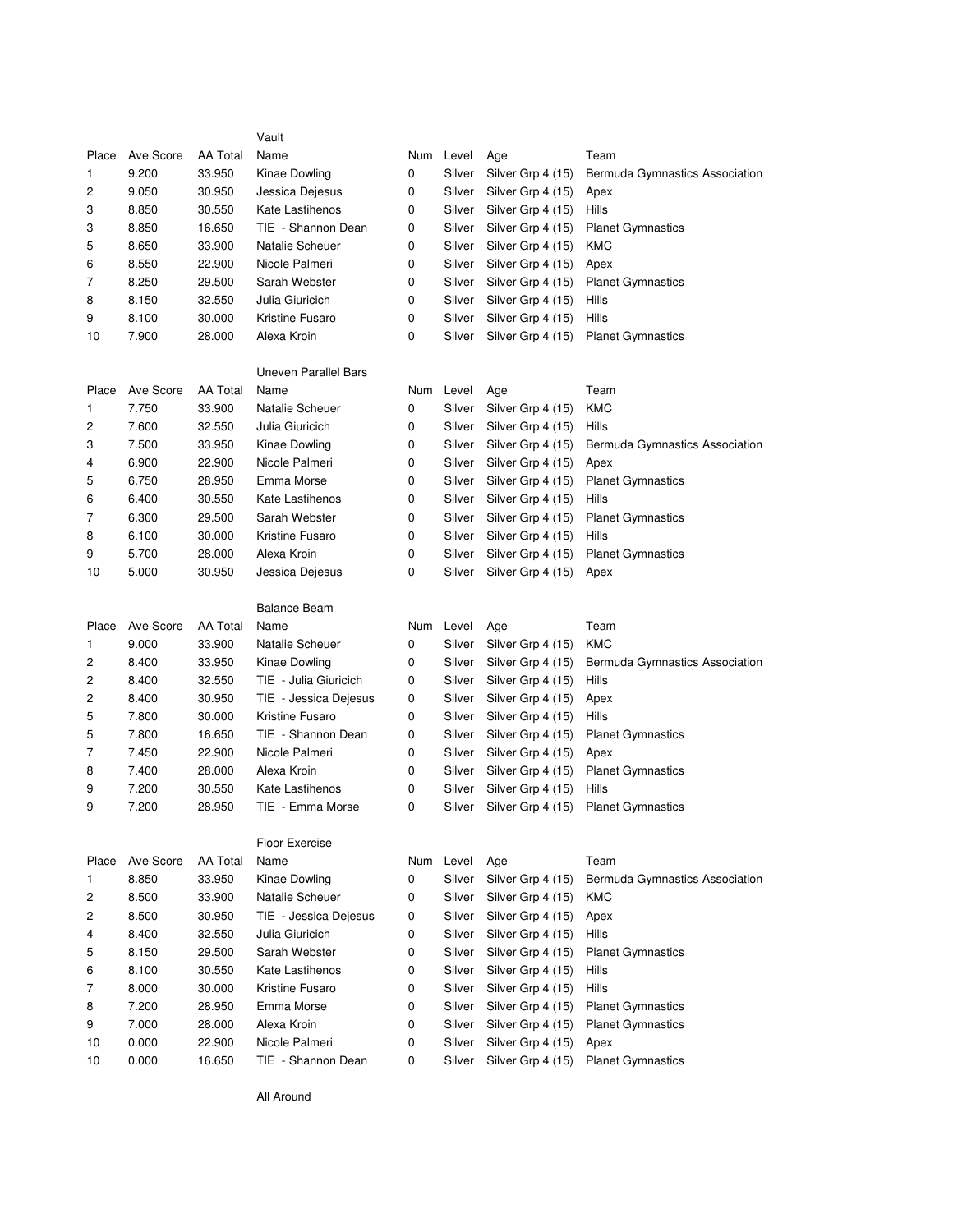## Vault

| Place | Ave Score | AA Total | Name | Num | Level | Age | Team |
|---|---|---|---|---|---|---|---|
| 1 | 9.200 | 33.950 | Kinae Dowling | 0 | Silver | Silver Grp 4 (15) | Bermuda Gymnastics Association |
| 2 | 9.050 | 30.950 | Jessica Dejesus | 0 | Silver | Silver Grp 4 (15) | Apex |
| 3 | 8.850 | 30.550 | Kate Lastihenos | 0 | Silver | Silver Grp 4 (15) | Hills |
| 3 | 8.850 | 16.650 | TIE - Shannon Dean | 0 | Silver | Silver Grp 4 (15) | Planet Gymnastics |
| 5 | 8.650 | 33.900 | Natalie Scheuer | 0 | Silver | Silver Grp 4 (15) | KMC |
| 6 | 8.550 | 22.900 | Nicole Palmeri | 0 | Silver | Silver Grp 4 (15) | Apex |
| 7 | 8.250 | 29.500 | Sarah Webster | 0 | Silver | Silver Grp 4 (15) | Planet Gymnastics |
| 8 | 8.150 | 32.550 | Julia Giuricich | 0 | Silver | Silver Grp 4 (15) | Hills |
| 9 | 8.100 | 30.000 | Kristine Fusaro | 0 | Silver | Silver Grp 4 (15) | Hills |
| 10 | 7.900 | 28.000 | Alexa Kroin | 0 | Silver | Silver Grp 4 (15) | Planet Gymnastics |

## Uneven Parallel Bars

| Place | Ave Score | AA Total | Name | Num | Level | Age | Team |
|---|---|---|---|---|---|---|---|
| 1 | 7.750 | 33.900 | Natalie Scheuer | 0 | Silver | Silver Grp 4 (15) | KMC |
| 2 | 7.600 | 32.550 | Julia Giuricich | 0 | Silver | Silver Grp 4 (15) | Hills |
| 3 | 7.500 | 33.950 | Kinae Dowling | 0 | Silver | Silver Grp 4 (15) | Bermuda Gymnastics Association |
| 4 | 6.900 | 22.900 | Nicole Palmeri | 0 | Silver | Silver Grp 4 (15) | Apex |
| 5 | 6.750 | 28.950 | Emma Morse | 0 | Silver | Silver Grp 4 (15) | Planet Gymnastics |
| 6 | 6.400 | 30.550 | Kate Lastihenos | 0 | Silver | Silver Grp 4 (15) | Hills |
| 7 | 6.300 | 29.500 | Sarah Webster | 0 | Silver | Silver Grp 4 (15) | Planet Gymnastics |
| 8 | 6.100 | 30.000 | Kristine Fusaro | 0 | Silver | Silver Grp 4 (15) | Hills |
| 9 | 5.700 | 28.000 | Alexa Kroin | 0 | Silver | Silver Grp 4 (15) | Planet Gymnastics |
| 10 | 5.000 | 30.950 | Jessica Dejesus | 0 | Silver | Silver Grp 4 (15) | Apex |

## Balance Beam

| Place | Ave Score | AA Total | Name | Num | Level | Age | Team |
|---|---|---|---|---|---|---|---|
| 1 | 9.000 | 33.900 | Natalie Scheuer | 0 | Silver | Silver Grp 4 (15) | KMC |
| 2 | 8.400 | 33.950 | Kinae Dowling | 0 | Silver | Silver Grp 4 (15) | Bermuda Gymnastics Association |
| 2 | 8.400 | 32.550 | TIE - Julia Giuricich | 0 | Silver | Silver Grp 4 (15) | Hills |
| 2 | 8.400 | 30.950 | TIE - Jessica Dejesus | 0 | Silver | Silver Grp 4 (15) | Apex |
| 5 | 7.800 | 30.000 | Kristine Fusaro | 0 | Silver | Silver Grp 4 (15) | Hills |
| 5 | 7.800 | 16.650 | TIE - Shannon Dean | 0 | Silver | Silver Grp 4 (15) | Planet Gymnastics |
| 7 | 7.450 | 22.900 | Nicole Palmeri | 0 | Silver | Silver Grp 4 (15) | Apex |
| 8 | 7.400 | 28.000 | Alexa Kroin | 0 | Silver | Silver Grp 4 (15) | Planet Gymnastics |
| 9 | 7.200 | 30.550 | Kate Lastihenos | 0 | Silver | Silver Grp 4 (15) | Hills |
| 9 | 7.200 | 28.950 | TIE - Emma Morse | 0 | Silver | Silver Grp 4 (15) | Planet Gymnastics |

## Floor Exercise

| Place | Ave Score | AA Total | Name | Num | Level | Age | Team |
|---|---|---|---|---|---|---|---|
| 1 | 8.850 | 33.950 | Kinae Dowling | 0 | Silver | Silver Grp 4 (15) | Bermuda Gymnastics Association |
| 2 | 8.500 | 33.900 | Natalie Scheuer | 0 | Silver | Silver Grp 4 (15) | KMC |
| 2 | 8.500 | 30.950 | TIE - Jessica Dejesus | 0 | Silver | Silver Grp 4 (15) | Apex |
| 4 | 8.400 | 32.550 | Julia Giuricich | 0 | Silver | Silver Grp 4 (15) | Hills |
| 5 | 8.150 | 29.500 | Sarah Webster | 0 | Silver | Silver Grp 4 (15) | Planet Gymnastics |
| 6 | 8.100 | 30.550 | Kate Lastihenos | 0 | Silver | Silver Grp 4 (15) | Hills |
| 7 | 8.000 | 30.000 | Kristine Fusaro | 0 | Silver | Silver Grp 4 (15) | Hills |
| 8 | 7.200 | 28.950 | Emma Morse | 0 | Silver | Silver Grp 4 (15) | Planet Gymnastics |
| 9 | 7.000 | 28.000 | Alexa Kroin | 0 | Silver | Silver Grp 4 (15) | Planet Gymnastics |
| 10 | 0.000 | 22.900 | Nicole Palmeri | 0 | Silver | Silver Grp 4 (15) | Apex |
| 10 | 0.000 | 16.650 | TIE - Shannon Dean | 0 | Silver | Silver Grp 4 (15) | Planet Gymnastics |

## All Around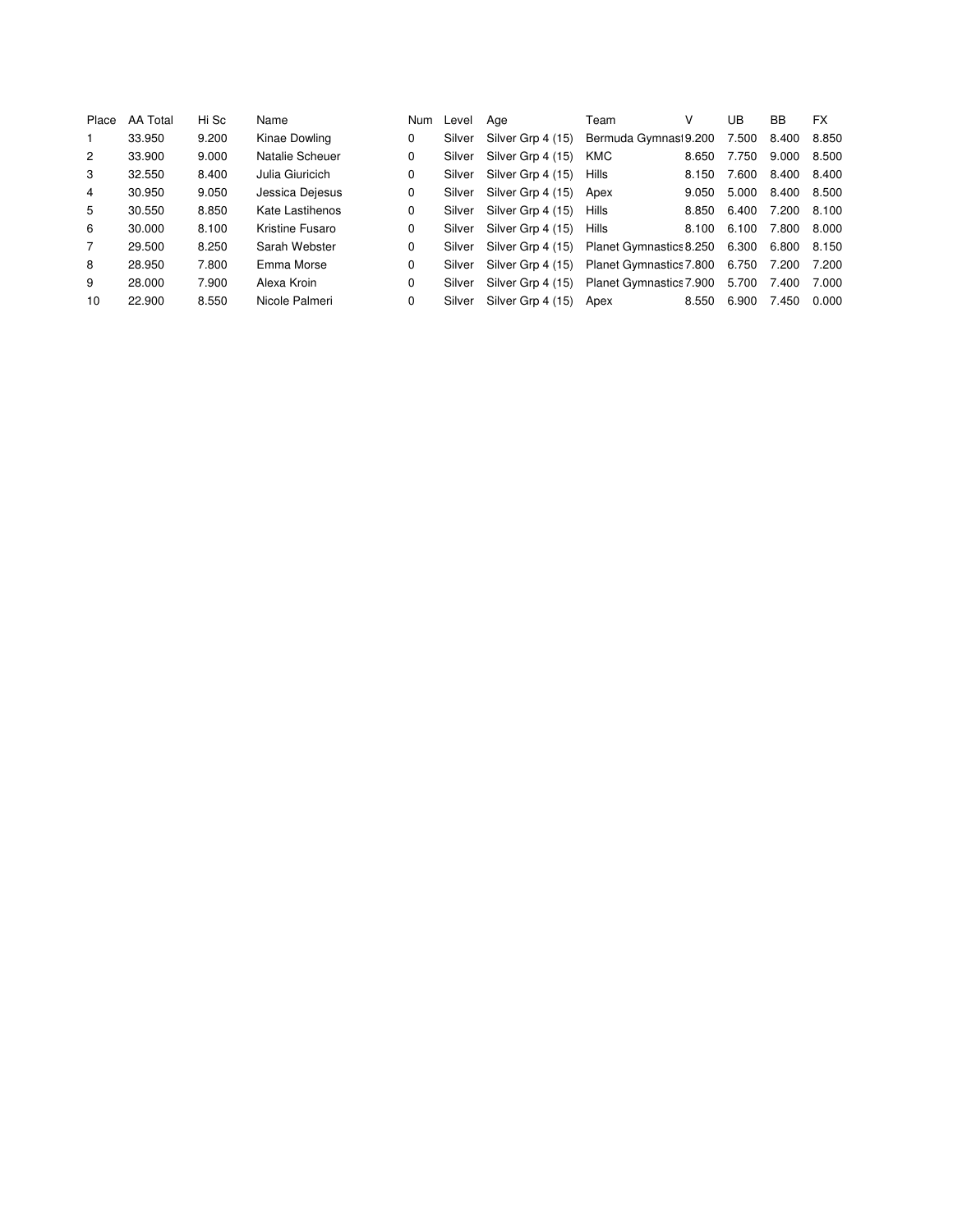| Place | AA Total | Hi Sc | Name | Num | Level | Age | Team | V | UB | BB | FX |
|---|---|---|---|---|---|---|---|---|---|---|---|
| 1 | 33.950 | 9.200 | Kinae Dowling | 0 | Silver | Silver Grp 4 (15) | Bermuda Gymnast | 9.200 | 7.500 | 8.400 | 8.850 |
| 2 | 33.900 | 9.000 | Natalie Scheuer | 0 | Silver | Silver Grp 4 (15) | KMC | 8.650 | 7.750 | 9.000 | 8.500 |
| 3 | 32.550 | 8.400 | Julia Giuricich | 0 | Silver | Silver Grp 4 (15) | Hills | 8.150 | 7.600 | 8.400 | 8.400 |
| 4 | 30.950 | 9.050 | Jessica Dejesus | 0 | Silver | Silver Grp 4 (15) | Apex | 9.050 | 5.000 | 8.400 | 8.500 |
| 5 | 30.550 | 8.850 | Kate Lastihenos | 0 | Silver | Silver Grp 4 (15) | Hills | 8.850 | 6.400 | 7.200 | 8.100 |
| 6 | 30.000 | 8.100 | Kristine Fusaro | 0 | Silver | Silver Grp 4 (15) | Hills | 8.100 | 6.100 | 7.800 | 8.000 |
| 7 | 29.500 | 8.250 | Sarah Webster | 0 | Silver | Silver Grp 4 (15) | Planet Gymnastics | 8.250 | 6.300 | 6.800 | 8.150 |
| 8 | 28.950 | 7.800 | Emma Morse | 0 | Silver | Silver Grp 4 (15) | Planet Gymnastics | 7.800 | 6.750 | 7.200 | 7.200 |
| 9 | 28.000 | 7.900 | Alexa Kroin | 0 | Silver | Silver Grp 4 (15) | Planet Gymnastics | 7.900 | 5.700 | 7.400 | 7.000 |
| 10 | 22.900 | 8.550 | Nicole Palmeri | 0 | Silver | Silver Grp 4 (15) | Apex | 8.550 | 6.900 | 7.450 | 0.000 |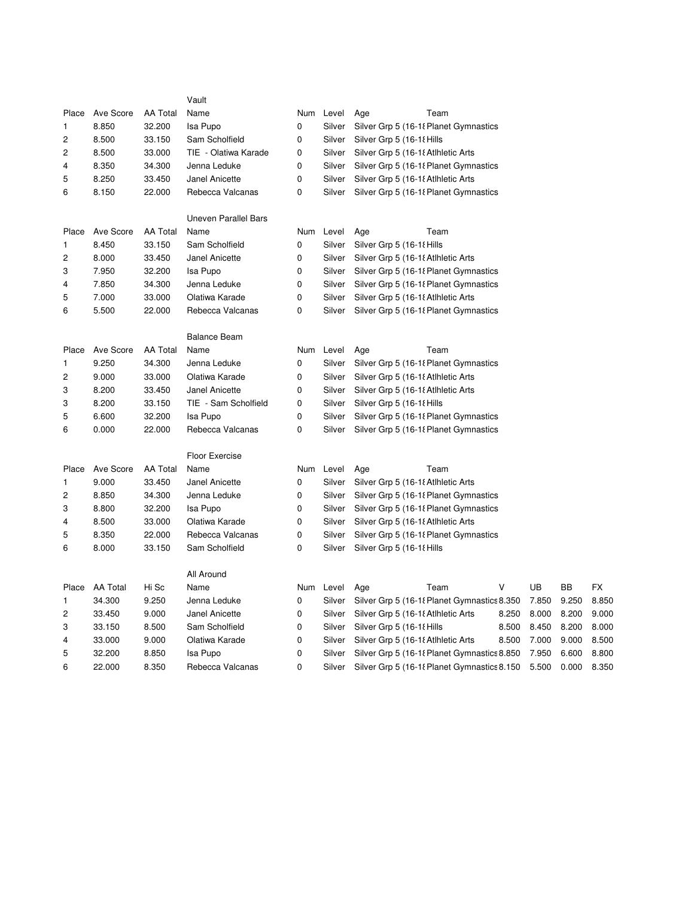### Vault

| Place | Ave Score | AA Total | Name | Num | Level | Age | Team |
|---|---|---|---|---|---|---|---|
| 1 | 8.850 | 32.200 | Isa Pupo | 0 | Silver | Silver Grp 5 (16-18 | Planet Gymnastics |
| 2 | 8.500 | 33.150 | Sam Scholfield | 0 | Silver | Silver Grp 5 (16-18 | Hills |
| 2 | 8.500 | 33.000 | TIE - Olatiwa Karade | 0 | Silver | Silver Grp 5 (16-18 | Atlhletic Arts |
| 4 | 8.350 | 34.300 | Jenna Leduke | 0 | Silver | Silver Grp 5 (16-18 | Planet Gymnastics |
| 5 | 8.250 | 33.450 | Janel Anicette | 0 | Silver | Silver Grp 5 (16-18 | Atlhletic Arts |
| 6 | 8.150 | 22.000 | Rebecca Valcanas | 0 | Silver | Silver Grp 5 (16-18 | Planet Gymnastics |

### Uneven Parallel Bars

| Place | Ave Score | AA Total | Name | Num | Level | Age | Team |
|---|---|---|---|---|---|---|---|
| 1 | 8.450 | 33.150 | Sam Scholfield | 0 | Silver | Silver Grp 5 (16-18 | Hills |
| 2 | 8.000 | 33.450 | Janel Anicette | 0 | Silver | Silver Grp 5 (16-18 | Atlhletic Arts |
| 3 | 7.950 | 32.200 | Isa Pupo | 0 | Silver | Silver Grp 5 (16-18 | Planet Gymnastics |
| 4 | 7.850 | 34.300 | Jenna Leduke | 0 | Silver | Silver Grp 5 (16-18 | Planet Gymnastics |
| 5 | 7.000 | 33.000 | Olatiwa Karade | 0 | Silver | Silver Grp 5 (16-18 | Atlhletic Arts |
| 6 | 5.500 | 22.000 | Rebecca Valcanas | 0 | Silver | Silver Grp 5 (16-18 | Planet Gymnastics |

### Balance Beam

| Place | Ave Score | AA Total | Name | Num | Level | Age | Team |
|---|---|---|---|---|---|---|---|
| 1 | 9.250 | 34.300 | Jenna Leduke | 0 | Silver | Silver Grp 5 (16-18 | Planet Gymnastics |
| 2 | 9.000 | 33.000 | Olatiwa Karade | 0 | Silver | Silver Grp 5 (16-18 | Atlhletic Arts |
| 3 | 8.200 | 33.450 | Janel Anicette | 0 | Silver | Silver Grp 5 (16-18 | Atlhletic Arts |
| 3 | 8.200 | 33.150 | TIE - Sam Scholfield | 0 | Silver | Silver Grp 5 (16-18 | Hills |
| 5 | 6.600 | 32.200 | Isa Pupo | 0 | Silver | Silver Grp 5 (16-18 | Planet Gymnastics |
| 6 | 0.000 | 22.000 | Rebecca Valcanas | 0 | Silver | Silver Grp 5 (16-18 | Planet Gymnastics |

### Floor Exercise

| Place | Ave Score | AA Total | Name | Num | Level | Age | Team |
|---|---|---|---|---|---|---|---|
| 1 | 9.000 | 33.450 | Janel Anicette | 0 | Silver | Silver Grp 5 (16-18 | Atlhletic Arts |
| 2 | 8.850 | 34.300 | Jenna Leduke | 0 | Silver | Silver Grp 5 (16-18 | Planet Gymnastics |
| 3 | 8.800 | 32.200 | Isa Pupo | 0 | Silver | Silver Grp 5 (16-18 | Planet Gymnastics |
| 4 | 8.500 | 33.000 | Olatiwa Karade | 0 | Silver | Silver Grp 5 (16-18 | Atlhletic Arts |
| 5 | 8.350 | 22.000 | Rebecca Valcanas | 0 | Silver | Silver Grp 5 (16-18 | Planet Gymnastics |
| 6 | 8.000 | 33.150 | Sam Scholfield | 0 | Silver | Silver Grp 5 (16-18 | Hills |

### All Around

| Place | AA Total | Hi Sc | Name | Num | Level | Age | Team | V | UB | BB | FX |
|---|---|---|---|---|---|---|---|---|---|---|---|
| 1 | 34.300 | 9.250 | Jenna Leduke | 0 | Silver | Silver Grp 5 (16-18 | Planet Gymnastics | 8.350 | 7.850 | 9.250 | 8.850 |
| 2 | 33.450 | 9.000 | Janel Anicette | 0 | Silver | Silver Grp 5 (16-18 | Atlhletic Arts | 8.250 | 8.000 | 8.200 | 9.000 |
| 3 | 33.150 | 8.500 | Sam Scholfield | 0 | Silver | Silver Grp 5 (16-18 | Hills | 8.500 | 8.450 | 8.200 | 8.000 |
| 4 | 33.000 | 9.000 | Olatiwa Karade | 0 | Silver | Silver Grp 5 (16-18 | Atlhletic Arts | 8.500 | 7.000 | 9.000 | 8.500 |
| 5 | 32.200 | 8.850 | Isa Pupo | 0 | Silver | Silver Grp 5 (16-18 | Planet Gymnastics | 8.850 | 7.950 | 6.600 | 8.800 |
| 6 | 22.000 | 8.350 | Rebecca Valcanas | 0 | Silver | Silver Grp 5 (16-18 | Planet Gymnastics | 8.150 | 5.500 | 0.000 | 8.350 |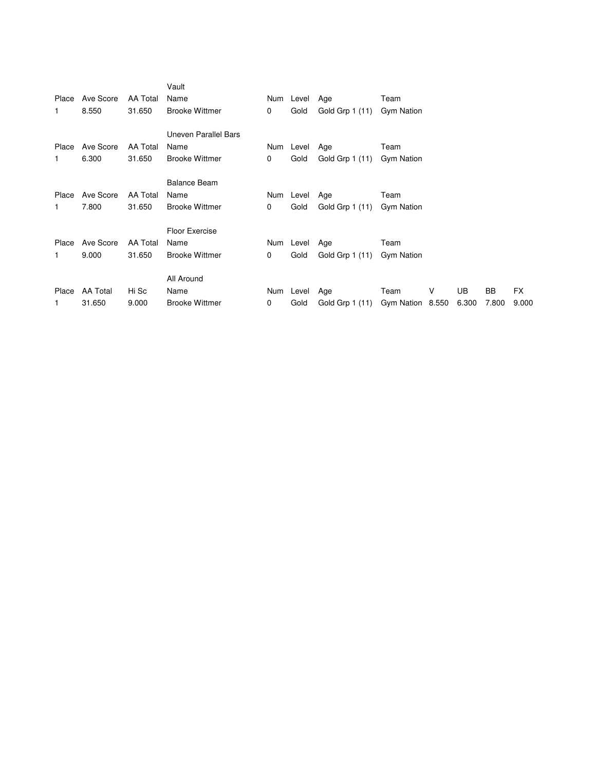### Vault

| Place | Ave Score | AA Total | Name | Num | Level | Age | Team |
|---|---|---|---|---|---|---|---|
| 1 | 8.550 | 31.650 | Brooke Wittmer | 0 | Gold | Gold Grp 1 (11) | Gym Nation |

### Uneven Parallel Bars

| Place | Ave Score | AA Total | Name | Num | Level | Age | Team |
|---|---|---|---|---|---|---|---|
| 1 | 6.300 | 31.650 | Brooke Wittmer | 0 | Gold | Gold Grp 1 (11) | Gym Nation |

### Balance Beam

| Place | Ave Score | AA Total | Name | Num | Level | Age | Team |
|---|---|---|---|---|---|---|---|
| 1 | 7.800 | 31.650 | Brooke Wittmer | 0 | Gold | Gold Grp 1 (11) | Gym Nation |

### Floor Exercise

| Place | Ave Score | AA Total | Name | Num | Level | Age | Team |
|---|---|---|---|---|---|---|---|
| 1 | 9.000 | 31.650 | Brooke Wittmer | 0 | Gold | Gold Grp 1 (11) | Gym Nation |

### All Around

| Place | AA Total | Hi Sc | Name | Num | Level | Age | Team | V | UB | BB | FX |
|---|---|---|---|---|---|---|---|---|---|---|---|
| 1 | 31.650 | 9.000 | Brooke Wittmer | 0 | Gold | Gold Grp 1 (11) | Gym Nation | 8.550 | 6.300 | 7.800 | 9.000 |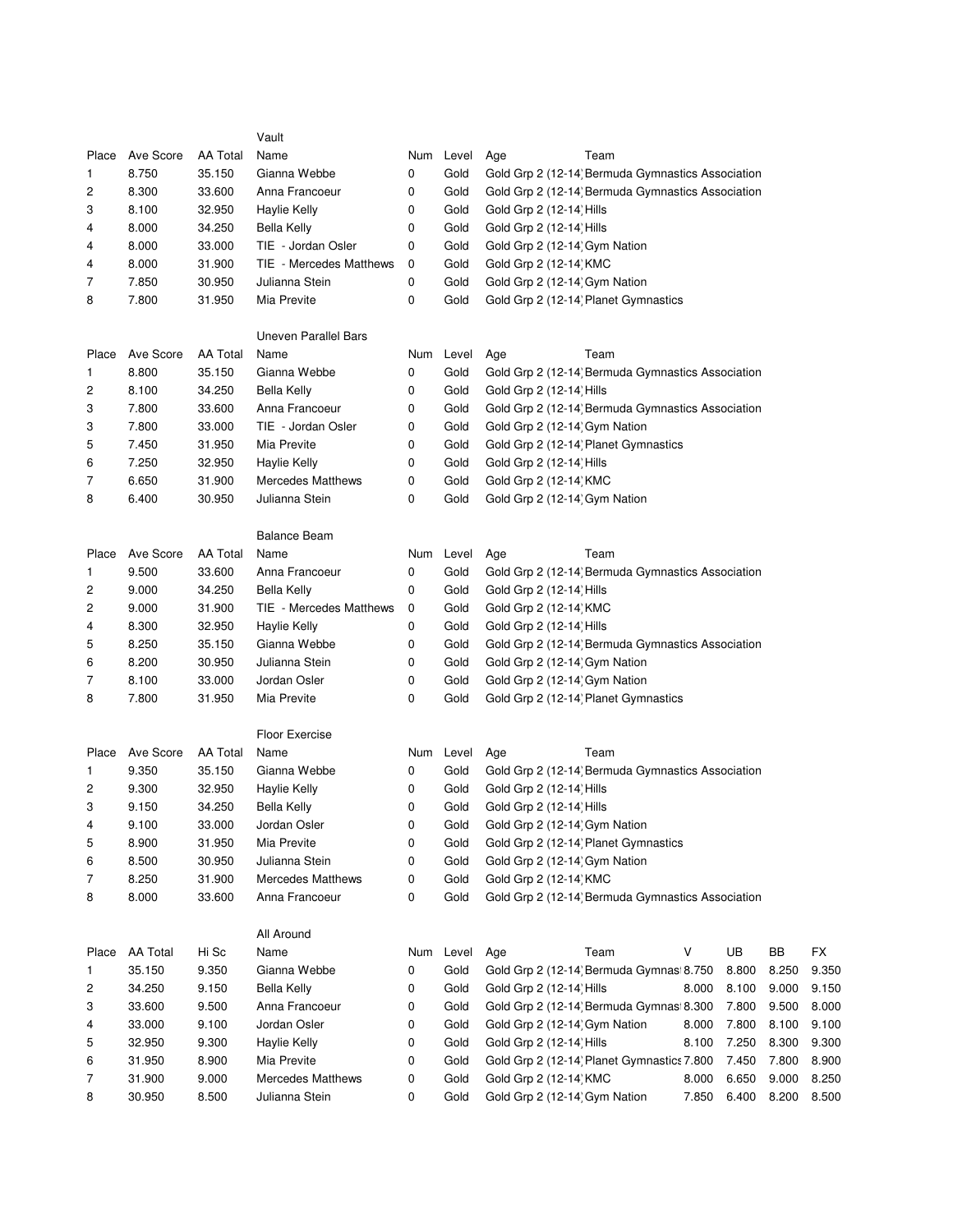## Vault

| Place | Ave Score | AA Total | Name | Num | Level | Age | Team |
|---|---|---|---|---|---|---|---|
| 1 | 8.750 | 35.150 | Gianna Webbe | 0 | Gold | Gold Grp 2 (12-14) | Bermuda Gymnastics Association |
| 2 | 8.300 | 33.600 | Anna Francoeur | 0 | Gold | Gold Grp 2 (12-14) | Bermuda Gymnastics Association |
| 3 | 8.100 | 32.950 | Haylie Kelly | 0 | Gold | Gold Grp 2 (12-14) | Hills |
| 4 | 8.000 | 34.250 | Bella Kelly | 0 | Gold | Gold Grp 2 (12-14) | Hills |
| 4 | 8.000 | 33.000 | TIE - Jordan Osler | 0 | Gold | Gold Grp 2 (12-14) | Gym Nation |
| 4 | 8.000 | 31.900 | TIE - Mercedes Matthews | 0 | Gold | Gold Grp 2 (12-14) | KMC |
| 7 | 7.850 | 30.950 | Julianna Stein | 0 | Gold | Gold Grp 2 (12-14) | Gym Nation |
| 8 | 7.800 | 31.950 | Mia Previte | 0 | Gold | Gold Grp 2 (12-14) | Planet Gymnastics |

## Uneven Parallel Bars

| Place | Ave Score | AA Total | Name | Num | Level | Age | Team |
|---|---|---|---|---|---|---|---|
| 1 | 8.800 | 35.150 | Gianna Webbe | 0 | Gold | Gold Grp 2 (12-14) | Bermuda Gymnastics Association |
| 2 | 8.100 | 34.250 | Bella Kelly | 0 | Gold | Gold Grp 2 (12-14) | Hills |
| 3 | 7.800 | 33.600 | Anna Francoeur | 0 | Gold | Gold Grp 2 (12-14) | Bermuda Gymnastics Association |
| 3 | 7.800 | 33.000 | TIE - Jordan Osler | 0 | Gold | Gold Grp 2 (12-14) | Gym Nation |
| 5 | 7.450 | 31.950 | Mia Previte | 0 | Gold | Gold Grp 2 (12-14) | Planet Gymnastics |
| 6 | 7.250 | 32.950 | Haylie Kelly | 0 | Gold | Gold Grp 2 (12-14) | Hills |
| 7 | 6.650 | 31.900 | Mercedes Matthews | 0 | Gold | Gold Grp 2 (12-14) | KMC |
| 8 | 6.400 | 30.950 | Julianna Stein | 0 | Gold | Gold Grp 2 (12-14) | Gym Nation |

## Balance Beam

| Place | Ave Score | AA Total | Name | Num | Level | Age | Team |
|---|---|---|---|---|---|---|---|
| 1 | 9.500 | 33.600 | Anna Francoeur | 0 | Gold | Gold Grp 2 (12-14) | Bermuda Gymnastics Association |
| 2 | 9.000 | 34.250 | Bella Kelly | 0 | Gold | Gold Grp 2 (12-14) | Hills |
| 2 | 9.000 | 31.900 | TIE - Mercedes Matthews | 0 | Gold | Gold Grp 2 (12-14) | KMC |
| 4 | 8.300 | 32.950 | Haylie Kelly | 0 | Gold | Gold Grp 2 (12-14) | Hills |
| 5 | 8.250 | 35.150 | Gianna Webbe | 0 | Gold | Gold Grp 2 (12-14) | Bermuda Gymnastics Association |
| 6 | 8.200 | 30.950 | Julianna Stein | 0 | Gold | Gold Grp 2 (12-14) | Gym Nation |
| 7 | 8.100 | 33.000 | Jordan Osler | 0 | Gold | Gold Grp 2 (12-14) | Gym Nation |
| 8 | 7.800 | 31.950 | Mia Previte | 0 | Gold | Gold Grp 2 (12-14) | Planet Gymnastics |

## Floor Exercise

| Place | Ave Score | AA Total | Name | Num | Level | Age | Team |
|---|---|---|---|---|---|---|---|
| 1 | 9.350 | 35.150 | Gianna Webbe | 0 | Gold | Gold Grp 2 (12-14) | Bermuda Gymnastics Association |
| 2 | 9.300 | 32.950 | Haylie Kelly | 0 | Gold | Gold Grp 2 (12-14) | Hills |
| 3 | 9.150 | 34.250 | Bella Kelly | 0 | Gold | Gold Grp 2 (12-14) | Hills |
| 4 | 9.100 | 33.000 | Jordan Osler | 0 | Gold | Gold Grp 2 (12-14) | Gym Nation |
| 5 | 8.900 | 31.950 | Mia Previte | 0 | Gold | Gold Grp 2 (12-14) | Planet Gymnastics |
| 6 | 8.500 | 30.950 | Julianna Stein | 0 | Gold | Gold Grp 2 (12-14) | Gym Nation |
| 7 | 8.250 | 31.900 | Mercedes Matthews | 0 | Gold | Gold Grp 2 (12-14) | KMC |
| 8 | 8.000 | 33.600 | Anna Francoeur | 0 | Gold | Gold Grp 2 (12-14) | Bermuda Gymnastics Association |

## All Around

| Place | AA Total | Hi Sc | Name | Num | Level | Age | Team | V | UB | BB | FX |
|---|---|---|---|---|---|---|---|---|---|---|---|
| 1 | 35.150 | 9.350 | Gianna Webbe | 0 | Gold | Gold Grp 2 (12-14) | Bermuda Gymnas | 8.750 | 8.800 | 8.250 | 9.350 |
| 2 | 34.250 | 9.150 | Bella Kelly | 0 | Gold | Gold Grp 2 (12-14) | Hills | 8.000 | 8.100 | 9.000 | 9.150 |
| 3 | 33.600 | 9.500 | Anna Francoeur | 0 | Gold | Gold Grp 2 (12-14) | Bermuda Gymnas | 8.300 | 7.800 | 9.500 | 8.000 |
| 4 | 33.000 | 9.100 | Jordan Osler | 0 | Gold | Gold Grp 2 (12-14) | Gym Nation | 8.000 | 7.800 | 8.100 | 9.100 |
| 5 | 32.950 | 9.300 | Haylie Kelly | 0 | Gold | Gold Grp 2 (12-14) | Hills | 8.100 | 7.250 | 8.300 | 9.300 |
| 6 | 31.950 | 8.900 | Mia Previte | 0 | Gold | Gold Grp 2 (12-14) | Planet Gymnastics | 7.800 | 7.450 | 7.800 | 8.900 |
| 7 | 31.900 | 9.000 | Mercedes Matthews | 0 | Gold | Gold Grp 2 (12-14) | KMC | 8.000 | 6.650 | 9.000 | 8.250 |
| 8 | 30.950 | 8.500 | Julianna Stein | 0 | Gold | Gold Grp 2 (12-14) | Gym Nation | 7.850 | 6.400 | 8.200 | 8.500 |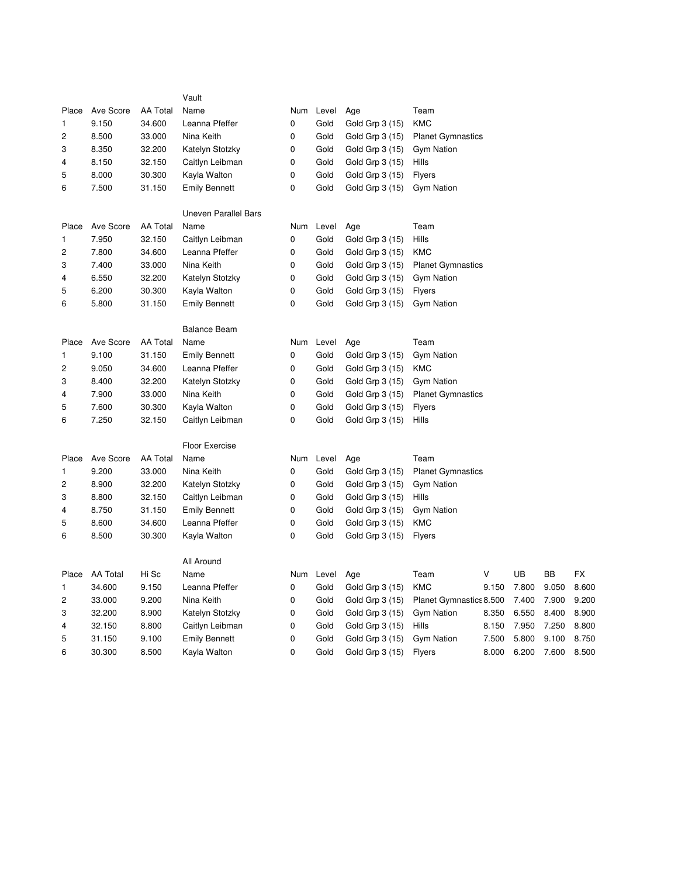### Vault

| Place | Ave Score | AA Total | Name | Num | Level | Age | Team |
|---|---|---|---|---|---|---|---|
| 1 | 9.150 | 34.600 | Leanna Pfeffer | 0 | Gold | Gold Grp 3 (15) | KMC |
| 2 | 8.500 | 33.000 | Nina Keith | 0 | Gold | Gold Grp 3 (15) | Planet Gymnastics |
| 3 | 8.350 | 32.200 | Katelyn Stotzky | 0 | Gold | Gold Grp 3 (15) | Gym Nation |
| 4 | 8.150 | 32.150 | Caitlyn Leibman | 0 | Gold | Gold Grp 3 (15) | Hills |
| 5 | 8.000 | 30.300 | Kayla Walton | 0 | Gold | Gold Grp 3 (15) | Flyers |
| 6 | 7.500 | 31.150 | Emily Bennett | 0 | Gold | Gold Grp 3 (15) | Gym Nation |

### Uneven Parallel Bars

| Place | Ave Score | AA Total | Name | Num | Level | Age | Team |
|---|---|---|---|---|---|---|---|
| 1 | 7.950 | 32.150 | Caitlyn Leibman | 0 | Gold | Gold Grp 3 (15) | Hills |
| 2 | 7.800 | 34.600 | Leanna Pfeffer | 0 | Gold | Gold Grp 3 (15) | KMC |
| 3 | 7.400 | 33.000 | Nina Keith | 0 | Gold | Gold Grp 3 (15) | Planet Gymnastics |
| 4 | 6.550 | 32.200 | Katelyn Stotzky | 0 | Gold | Gold Grp 3 (15) | Gym Nation |
| 5 | 6.200 | 30.300 | Kayla Walton | 0 | Gold | Gold Grp 3 (15) | Flyers |
| 6 | 5.800 | 31.150 | Emily Bennett | 0 | Gold | Gold Grp 3 (15) | Gym Nation |

### Balance Beam

| Place | Ave Score | AA Total | Name | Num | Level | Age | Team |
|---|---|---|---|---|---|---|---|
| 1 | 9.100 | 31.150 | Emily Bennett | 0 | Gold | Gold Grp 3 (15) | Gym Nation |
| 2 | 9.050 | 34.600 | Leanna Pfeffer | 0 | Gold | Gold Grp 3 (15) | KMC |
| 3 | 8.400 | 32.200 | Katelyn Stotzky | 0 | Gold | Gold Grp 3 (15) | Gym Nation |
| 4 | 7.900 | 33.000 | Nina Keith | 0 | Gold | Gold Grp 3 (15) | Planet Gymnastics |
| 5 | 7.600 | 30.300 | Kayla Walton | 0 | Gold | Gold Grp 3 (15) | Flyers |
| 6 | 7.250 | 32.150 | Caitlyn Leibman | 0 | Gold | Gold Grp 3 (15) | Hills |

### Floor Exercise

| Place | Ave Score | AA Total | Name | Num | Level | Age | Team |
|---|---|---|---|---|---|---|---|
| 1 | 9.200 | 33.000 | Nina Keith | 0 | Gold | Gold Grp 3 (15) | Planet Gymnastics |
| 2 | 8.900 | 32.200 | Katelyn Stotzky | 0 | Gold | Gold Grp 3 (15) | Gym Nation |
| 3 | 8.800 | 32.150 | Caitlyn Leibman | 0 | Gold | Gold Grp 3 (15) | Hills |
| 4 | 8.750 | 31.150 | Emily Bennett | 0 | Gold | Gold Grp 3 (15) | Gym Nation |
| 5 | 8.600 | 34.600 | Leanna Pfeffer | 0 | Gold | Gold Grp 3 (15) | KMC |
| 6 | 8.500 | 30.300 | Kayla Walton | 0 | Gold | Gold Grp 3 (15) | Flyers |

### All Around

| Place | AA Total | Hi Sc | Name | Num | Level | Age | Team | V | UB | BB | FX |
|---|---|---|---|---|---|---|---|---|---|---|---|
| 1 | 34.600 | 9.150 | Leanna Pfeffer | 0 | Gold | Gold Grp 3 (15) | KMC | 9.150 | 7.800 | 9.050 | 8.600 |
| 2 | 33.000 | 9.200 | Nina Keith | 0 | Gold | Gold Grp 3 (15) | Planet Gymnastics | 8.500 | 7.400 | 7.900 | 9.200 |
| 3 | 32.200 | 8.900 | Katelyn Stotzky | 0 | Gold | Gold Grp 3 (15) | Gym Nation | 8.350 | 6.550 | 8.400 | 8.900 |
| 4 | 32.150 | 8.800 | Caitlyn Leibman | 0 | Gold | Gold Grp 3 (15) | Hills | 8.150 | 7.950 | 7.250 | 8.800 |
| 5 | 31.150 | 9.100 | Emily Bennett | 0 | Gold | Gold Grp 3 (15) | Gym Nation | 7.500 | 5.800 | 9.100 | 8.750 |
| 6 | 30.300 | 8.500 | Kayla Walton | 0 | Gold | Gold Grp 3 (15) | Flyers | 8.000 | 6.200 | 7.600 | 8.500 |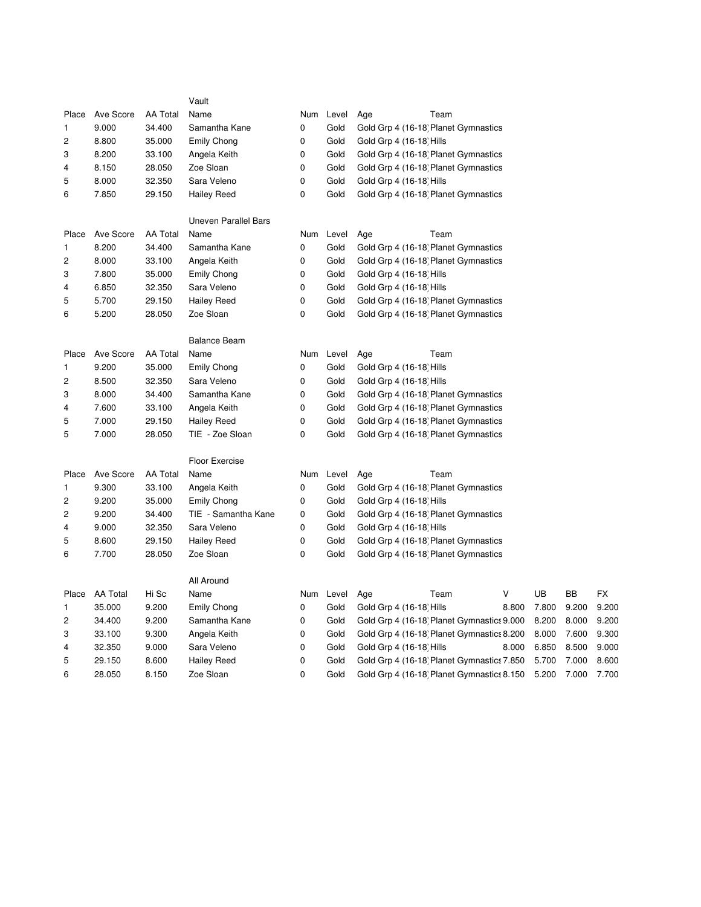### Vault

| Place | Ave Score | AA Total | Name | Num | Level | Age | Team |
|---|---|---|---|---|---|---|---|
| 1 | 9.000 | 34.400 | Samantha Kane | 0 | Gold | Gold Grp 4 (16-18) | Planet Gymnastics |
| 2 | 8.800 | 35.000 | Emily Chong | 0 | Gold | Gold Grp 4 (16-18) | Hills |
| 3 | 8.200 | 33.100 | Angela Keith | 0 | Gold | Gold Grp 4 (16-18) | Planet Gymnastics |
| 4 | 8.150 | 28.050 | Zoe Sloan | 0 | Gold | Gold Grp 4 (16-18) | Planet Gymnastics |
| 5 | 8.000 | 32.350 | Sara Veleno | 0 | Gold | Gold Grp 4 (16-18) | Hills |
| 6 | 7.850 | 29.150 | Hailey Reed | 0 | Gold | Gold Grp 4 (16-18) | Planet Gymnastics |

### Uneven Parallel Bars

| Place | Ave Score | AA Total | Name | Num | Level | Age | Team |
|---|---|---|---|---|---|---|---|
| 1 | 8.200 | 34.400 | Samantha Kane | 0 | Gold | Gold Grp 4 (16-18) | Planet Gymnastics |
| 2 | 8.000 | 33.100 | Angela Keith | 0 | Gold | Gold Grp 4 (16-18) | Planet Gymnastics |
| 3 | 7.800 | 35.000 | Emily Chong | 0 | Gold | Gold Grp 4 (16-18) | Hills |
| 4 | 6.850 | 32.350 | Sara Veleno | 0 | Gold | Gold Grp 4 (16-18) | Hills |
| 5 | 5.700 | 29.150 | Hailey Reed | 0 | Gold | Gold Grp 4 (16-18) | Planet Gymnastics |
| 6 | 5.200 | 28.050 | Zoe Sloan | 0 | Gold | Gold Grp 4 (16-18) | Planet Gymnastics |

### Balance Beam

| Place | Ave Score | AA Total | Name | Num | Level | Age | Team |
|---|---|---|---|---|---|---|---|
| 1 | 9.200 | 35.000 | Emily Chong | 0 | Gold | Gold Grp 4 (16-18) | Hills |
| 2 | 8.500 | 32.350 | Sara Veleno | 0 | Gold | Gold Grp 4 (16-18) | Hills |
| 3 | 8.000 | 34.400 | Samantha Kane | 0 | Gold | Gold Grp 4 (16-18) | Planet Gymnastics |
| 4 | 7.600 | 33.100 | Angela Keith | 0 | Gold | Gold Grp 4 (16-18) | Planet Gymnastics |
| 5 | 7.000 | 29.150 | Hailey Reed | 0 | Gold | Gold Grp 4 (16-18) | Planet Gymnastics |
| 5 | 7.000 | 28.050 | TIE - Zoe Sloan | 0 | Gold | Gold Grp 4 (16-18) | Planet Gymnastics |

### Floor Exercise

| Place | Ave Score | AA Total | Name | Num | Level | Age | Team |
|---|---|---|---|---|---|---|---|
| 1 | 9.300 | 33.100 | Angela Keith | 0 | Gold | Gold Grp 4 (16-18) | Planet Gymnastics |
| 2 | 9.200 | 35.000 | Emily Chong | 0 | Gold | Gold Grp 4 (16-18) | Hills |
| 2 | 9.200 | 34.400 | TIE - Samantha Kane | 0 | Gold | Gold Grp 4 (16-18) | Planet Gymnastics |
| 4 | 9.000 | 32.350 | Sara Veleno | 0 | Gold | Gold Grp 4 (16-18) | Hills |
| 5 | 8.600 | 29.150 | Hailey Reed | 0 | Gold | Gold Grp 4 (16-18) | Planet Gymnastics |
| 6 | 7.700 | 28.050 | Zoe Sloan | 0 | Gold | Gold Grp 4 (16-18) | Planet Gymnastics |

### All Around

| Place | AA Total | Hi Sc | Name | Num | Level | Age | Team | V | UB | BB | FX |
|---|---|---|---|---|---|---|---|---|---|---|---|
| 1 | 35.000 | 9.200 | Emily Chong | 0 | Gold | Gold Grp 4 (16-18) | Hills | 8.800 | 7.800 | 9.200 | 9.200 |
| 2 | 34.400 | 9.200 | Samantha Kane | 0 | Gold | Gold Grp 4 (16-18) | Planet Gymnastics | 9.000 | 8.200 | 8.000 | 9.200 |
| 3 | 33.100 | 9.300 | Angela Keith | 0 | Gold | Gold Grp 4 (16-18) | Planet Gymnastics | 8.200 | 8.000 | 7.600 | 9.300 |
| 4 | 32.350 | 9.000 | Sara Veleno | 0 | Gold | Gold Grp 4 (16-18) | Hills | 8.000 | 6.850 | 8.500 | 9.000 |
| 5 | 29.150 | 8.600 | Hailey Reed | 0 | Gold | Gold Grp 4 (16-18) | Planet Gymnastics | 7.850 | 5.700 | 7.000 | 8.600 |
| 6 | 28.050 | 8.150 | Zoe Sloan | 0 | Gold | Gold Grp 4 (16-18) | Planet Gymnastics | 8.150 | 5.200 | 7.000 | 7.700 |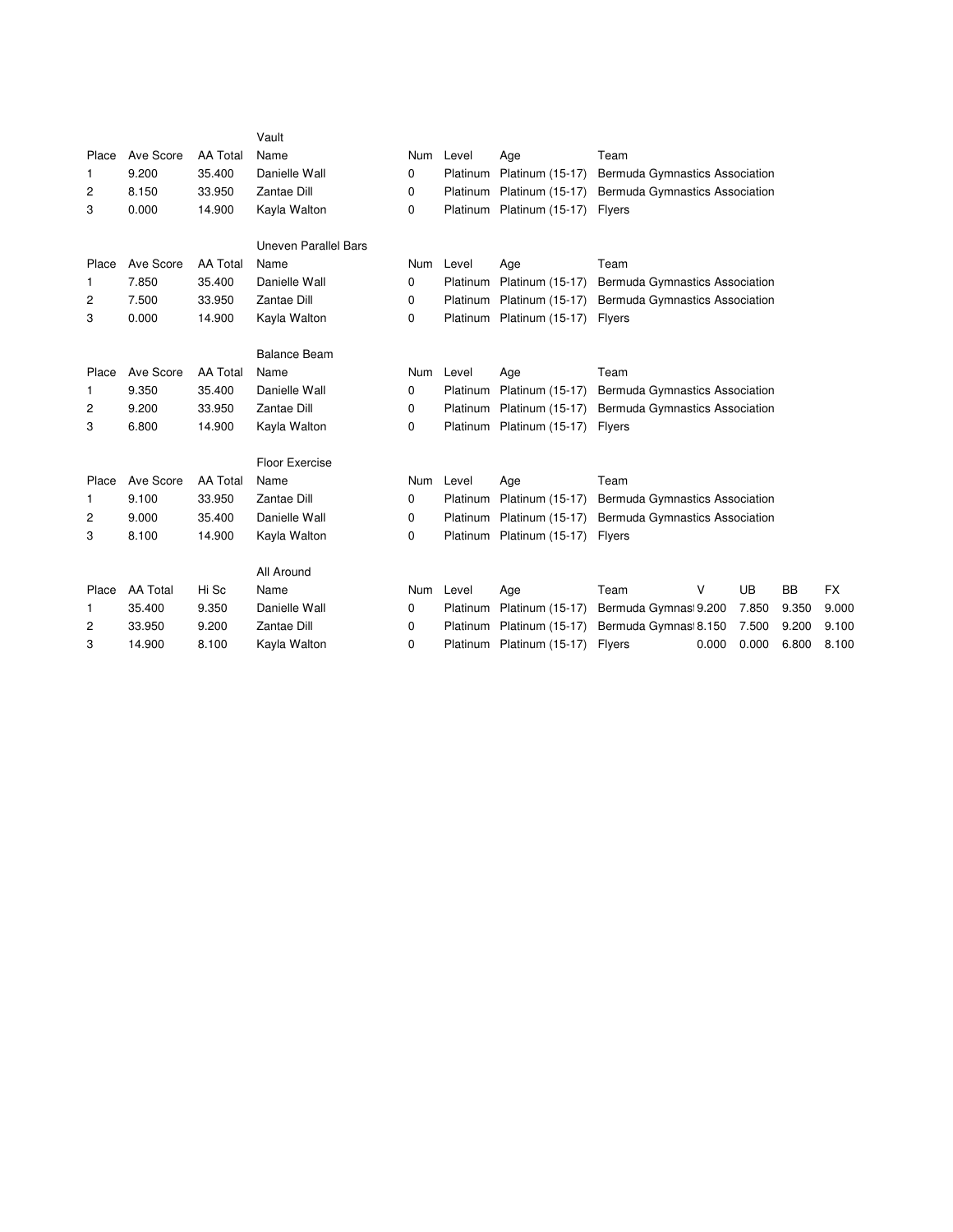Vault

| Place | Ave Score | AA Total | Name | Num | Level | Age | Team |
| --- | --- | --- | --- | --- | --- | --- | --- |
| 1 | 9.200 | 35.400 | Danielle Wall | 0 | Platinum | Platinum (15-17) | Bermuda Gymnastics Association |
| 2 | 8.150 | 33.950 | Zantae Dill | 0 | Platinum | Platinum (15-17) | Bermuda Gymnastics Association |
| 3 | 0.000 | 14.900 | Kayla Walton | 0 | Platinum | Platinum (15-17) | Flyers |

Uneven Parallel Bars

| Place | Ave Score | AA Total | Name | Num | Level | Age | Team |
| --- | --- | --- | --- | --- | --- | --- | --- |
| 1 | 7.850 | 35.400 | Danielle Wall | 0 | Platinum | Platinum (15-17) | Bermuda Gymnastics Association |
| 2 | 7.500 | 33.950 | Zantae Dill | 0 | Platinum | Platinum (15-17) | Bermuda Gymnastics Association |
| 3 | 0.000 | 14.900 | Kayla Walton | 0 | Platinum | Platinum (15-17) | Flyers |

Balance Beam

| Place | Ave Score | AA Total | Name | Num | Level | Age | Team |
| --- | --- | --- | --- | --- | --- | --- | --- |
| 1 | 9.350 | 35.400 | Danielle Wall | 0 | Platinum | Platinum (15-17) | Bermuda Gymnastics Association |
| 2 | 9.200 | 33.950 | Zantae Dill | 0 | Platinum | Platinum (15-17) | Bermuda Gymnastics Association |
| 3 | 6.800 | 14.900 | Kayla Walton | 0 | Platinum | Platinum (15-17) | Flyers |

Floor Exercise

| Place | Ave Score | AA Total | Name | Num | Level | Age | Team |
| --- | --- | --- | --- | --- | --- | --- | --- |
| 1 | 9.100 | 33.950 | Zantae Dill | 0 | Platinum | Platinum (15-17) | Bermuda Gymnastics Association |
| 2 | 9.000 | 35.400 | Danielle Wall | 0 | Platinum | Platinum (15-17) | Bermuda Gymnastics Association |
| 3 | 8.100 | 14.900 | Kayla Walton | 0 | Platinum | Platinum (15-17) | Flyers |

All Around

| Place | AA Total | Hi Sc | Name | Num | Level | Age | Team | V | UB | BB | FX |
| --- | --- | --- | --- | --- | --- | --- | --- | --- | --- | --- | --- |
| 1 | 35.400 | 9.350 | Danielle Wall | 0 | Platinum | Platinum (15-17) | Bermuda Gymnast | 9.200 | 7.850 | 9.350 | 9.000 |
| 2 | 33.950 | 9.200 | Zantae Dill | 0 | Platinum | Platinum (15-17) | Bermuda Gymnast | 8.150 | 7.500 | 9.200 | 9.100 |
| 3 | 14.900 | 8.100 | Kayla Walton | 0 | Platinum | Platinum (15-17) | Flyers | 0.000 | 0.000 | 6.800 | 8.100 |